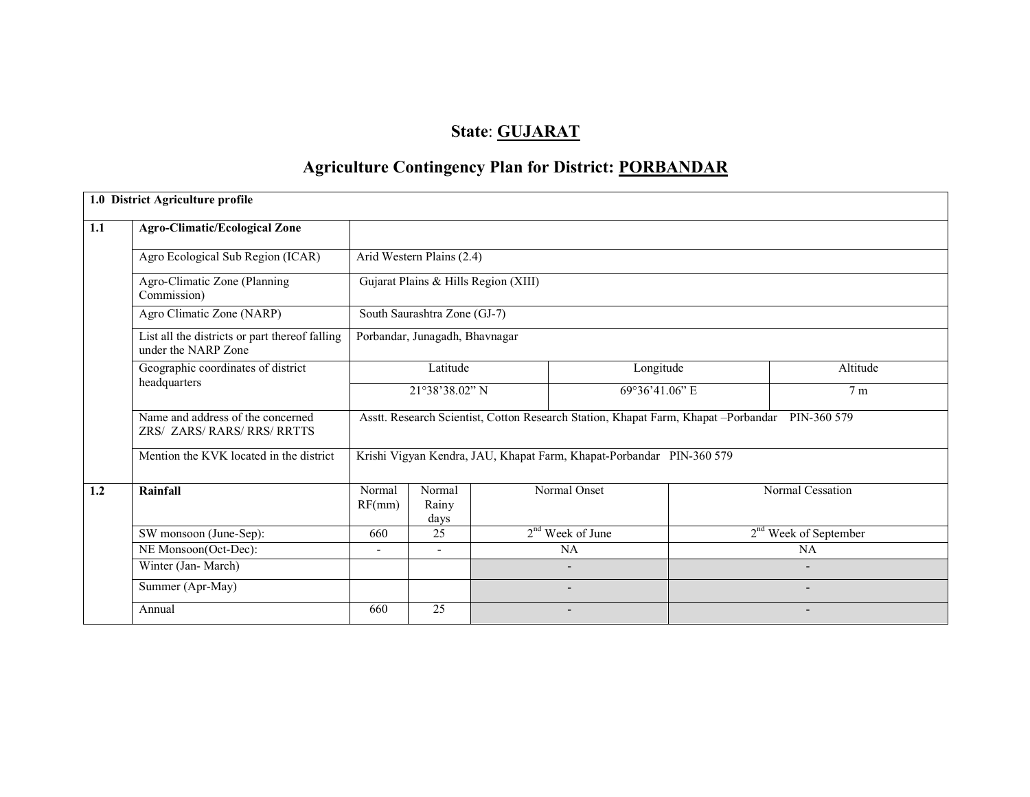# State: GUJARAT

## Agriculture Contingency Plan for District: PORBANDAR

| 1.0 District Agriculture profile | | | | |
|---|---|---|---|---|
| **1.1** | **Agro-Climatic/Ecological Zone** | | | |
| | Agro Ecological Sub Region (ICAR) | Arid Western Plains (2.4) | | |
| | Agro-Climatic Zone (Planning Commission) | Gujarat Plains & Hills Region (XIII) | | |
| | Agro Climatic Zone (NARP) | South Saurashtra Zone (GJ-7) | | |
| | List all the districts or part thereof falling under the NARP Zone | Porbandar, Junagadh, Bhavnagar | | |
| | Geographic coordinates of district headquarters | Latitude | Longitude | Altitude |
| | | 21°38'38.02" N | 69°36'41.06" E | 7 m |
| | Name and address of the concerned ZRS/ ZARS/ RARS/ RRS/ RRTTS | Asstt. Research Scientist, Cotton Research Station, Khapat Farm, Khapat –Porbandar PIN-360 579 | | |
| | Mention the KVK located in the district | Krishi Vigyan Kendra, JAU, Khapat Farm, Khapat-Porbandar PIN-360 579 | | |

| | | Normal RF(mm) | Normal Rainy days | Normal Onset | Normal Cessation |
|---|---|---|---|---|---|
| **1.2** | **Rainfall** | | | | |
| | SW monsoon (June-Sep): | 660 | 25 | 2nd Week of June | 2nd Week of September |
| | NE Monsoon(Oct-Dec): | - | - | NA | NA |
| | Winter (Jan- March) | | | - | - |
| | Summer (Apr-May) | | | - | - |
| | Annual | 660 | 25 | - | - |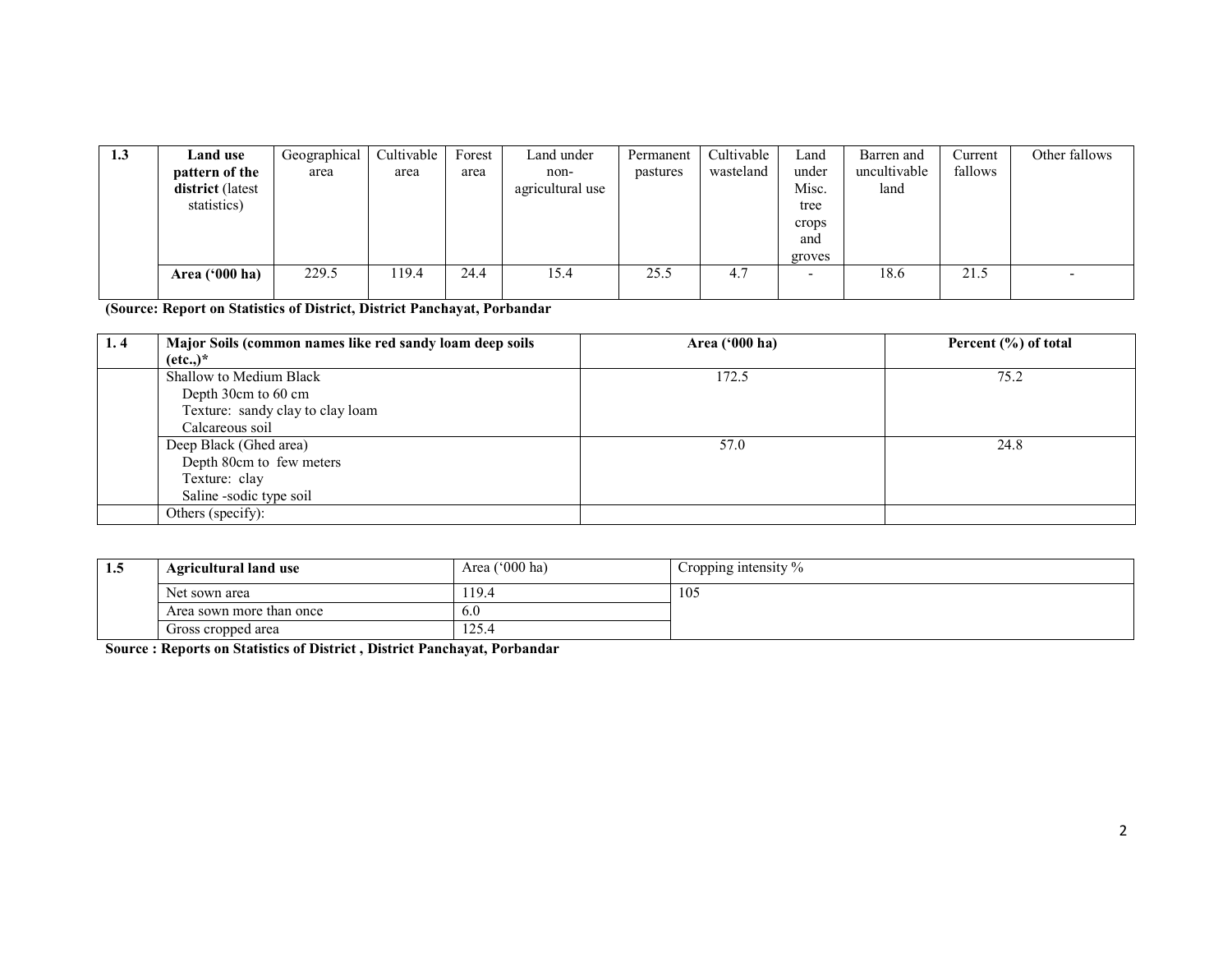| 1.3 | Land use pattern of the district (latest statistics) | Geographical area | Cultivable area | Forest area | Land under non-agricultural use | Permanent pastures | Cultivable wasteland | Land under Misc. tree crops and groves | Barren and uncultivable land | Current fallows | Other fallows |
|---|---|---|---|---|---|---|---|---|---|---|---|
| | **Area ('000 ha)** | 229.5 | 119.4 | 24.4 | 15.4 | 25.5 | 4.7 | - | 18.6 | 21.5 | - |

**(Source: Report on Statistics of District, District Panchayat, Porbandar**

| 1. 4 | Major Soils (common names like red sandy loam deep soils (etc.,)* | Area ('000 ha) | Percent (%) of total |
|---|---|---|---|
| | Shallow to Medium Black<br>Depth 30cm to 60 cm<br>Texture: sandy clay to clay loam<br>Calcareous soil | 172.5 | 75.2 |
| | Deep Black (Ghed area)<br>Depth 80cm to few meters<br>Texture: clay<br>Saline -sodic type soil | 57.0 | 24.8 |
| | Others (specify): | | |

| 1.5 | Agricultural land use | Area ('000 ha) | Cropping intensity % |
|---|---|---|---|
| | Net sown area | 119.4 | 105 |
| | Area sown more than once | 6.0 | |
| | Gross cropped area | 125.4 | |

**Source : Reports on Statistics of District , District Panchayat, Porbandar**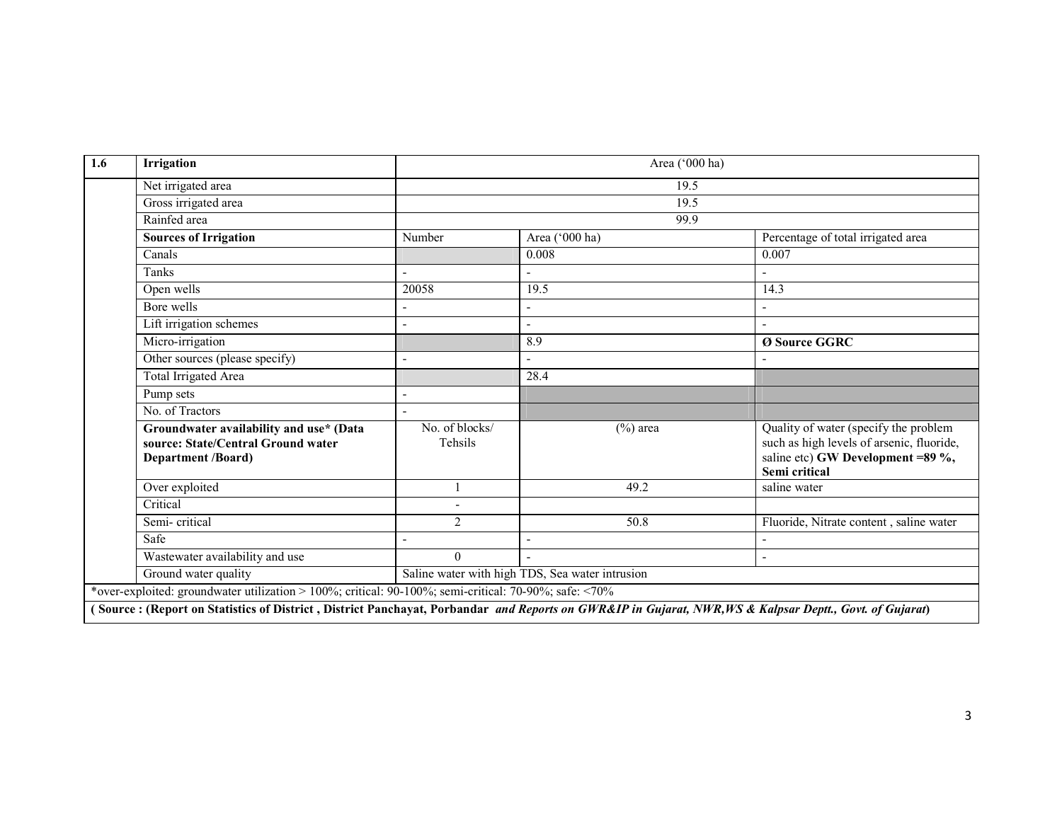| 1.6 | Irrigation | Area ('000 ha) | | |
|---|---|---|---|---|
| | Net irrigated area | 19.5 | | |
| | Gross irrigated area | 19.5 | | |
| | Rainfed area | 99.9 | | |
| | **Sources of Irrigation** | Number | Area ('000 ha) | Percentage of total irrigated area |
| | Canals | | 0.008 | 0.007 |
| | Tanks | - | - | - |
| | Open wells | 20058 | 19.5 | 14.3 |
| | Bore wells | - | - | - |
| | Lift irrigation schemes | - | - | - |
| | Micro-irrigation | | 8.9 | **Ø Source GGRC** |
| | Other sources (please specify) | - | - | - |
| | Total Irrigated Area | | 28.4 | |
| | Pump sets | - | | |
| | No. of Tractors | - | | |
| | **Groundwater availability and use* (Data source: State/Central Ground water Department /Board)** | No. of blocks/ Tehsils | (%) area | Quality of water (specify the problem such as high levels of arsenic, fluoride, saline etc) **GW Development =89 %, Semi critical** |
| | Over exploited | 1 | 49.2 | saline water |
| | Critical | - | | |
| | Semi- critical | 2 | 50.8 | Fluoride, Nitrate content , saline water |
| | Safe | - | - | - |
| | Wastewater availability and use | 0 | - | - |
| | Ground water quality | Saline water with high TDS, Sea water intrusion | | |

*over-exploited: groundwater utilization > 100%; critical: 90-100%; semi-critical: 70-90%; safe: <70%

**( Source : (Report on Statistics of District , District Panchayat, Porbandar *and Reports on GWR&IP in Gujarat, NWR,WS & Kalpsar Deptt., Govt. of Gujarat*)**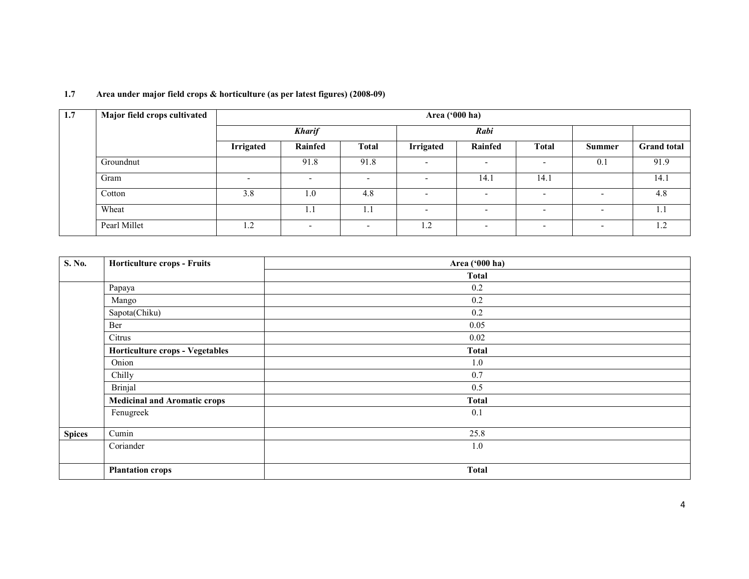### 1.7 Area under major field crops & horticulture (as per latest figures) (2008-09)

| 1.7 | Major field crops cultivated | Area ('000 ha) | | | | | | | |
|---|---|---|---|---|---|---|---|---|---|
| | | *Kharif* | | | *Rabi* | | | | |
| | | **Irrigated** | **Rainfed** | **Total** | **Irrigated** | **Rainfed** | **Total** | **Summer** | **Grand total** |
| | Groundnut | | 91.8 | 91.8 | - | - | - | 0.1 | 91.9 |
| | Gram | - | - | - | - | 14.1 | 14.1 | | 14.1 |
| | Cotton | 3.8 | 1.0 | 4.8 | - | - | - | - | 4.8 |
| | Wheat | | 1.1 | 1.1 | - | - | - | - | 1.1 |
| | Pearl Millet | 1.2 | - | - | 1.2 | - | - | - | 1.2 |

| S. No. | Horticulture crops - Fruits | Area ('000 ha) |
|---|---|---|
| | | **Total** |
| | Papaya | 0.2 |
| | Mango | 0.2 |
| | Sapota(Chiku) | 0.2 |
| | Ber | 0.05 |
| | Citrus | 0.02 |
| | **Horticulture crops - Vegetables** | **Total** |
| | Onion | 1.0 |
| | Chilly | 0.7 |
| | Brinjal | 0.5 |
| | **Medicinal and Aromatic crops** | **Total** |
| | Fenugreek | 0.1 |
| **Spices** | Cumin | 25.8 |
| | Coriander | 1.0 |
| | **Plantation crops** | **Total** |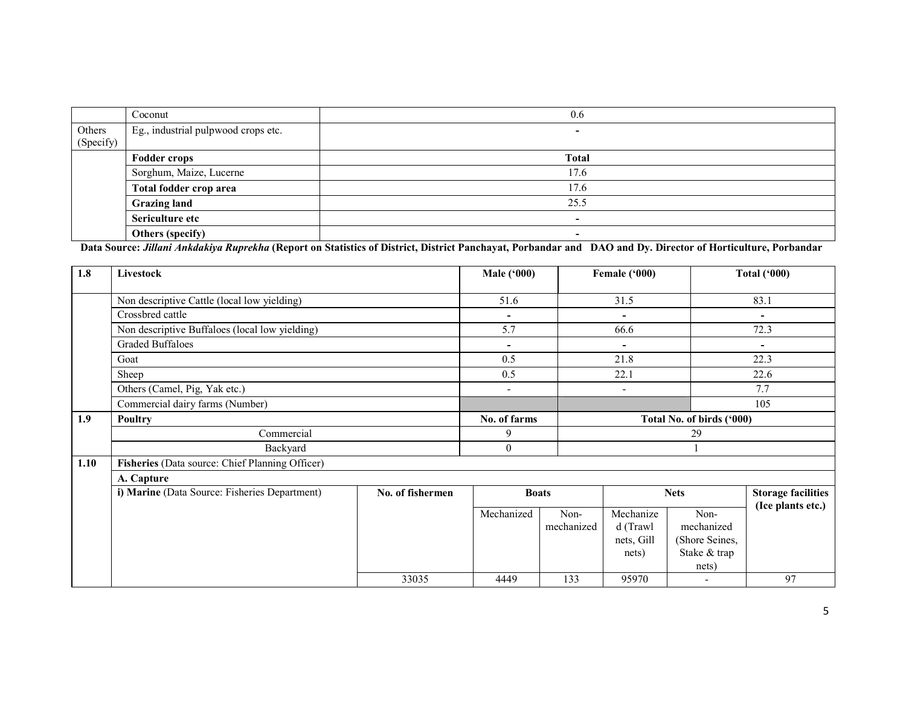| | | |
|---|---|---|
| | Coconut | 0.6 |
| Others (Specify) | Eg., industrial pulpwood crops etc. | - |
| | **Fodder crops** | **Total** |
| | Sorghum, Maize, Lucerne | 17.6 |
| | **Total fodder crop area** | 17.6 |
| | **Grazing land** | 25.5 |
| | **Sericulture etc** | - |
| | **Others (specify)** | - |

**Data Source:** ***Jillani Ankdakiya Ruprekha*** **(Report on Statistics of District, District Panchayat, Porbandar and DAO and Dy. Director of Horticulture, Porbandar**

| **1.8** | **Livestock** | **Male ('000)** | **Female ('000)** | **Total ('000)** |
|---|---|---|---|---|
| | Non descriptive Cattle (local low yielding) | 51.6 | 31.5 | 83.1 |
| | Crossbred cattle | - | - | - |
| | Non descriptive Buffaloes (local low yielding) | 5.7 | 66.6 | 72.3 |
| | Graded Buffaloes | - | - | - |
| | Goat | 0.5 | 21.8 | 22.3 |
| | Sheep | 0.5 | 22.1 | 22.6 |
| | Others (Camel, Pig, Yak etc.) | - | - | 7.7 |
| | Commercial dairy farms (Number) | | | 105 |
| **1.9** | **Poultry** | **No. of farms** | **Total No. of birds ('000)** | |
| | Commercial | 9 | 29 | |
| | Backyard | 0 | 1 | |

| **1.10** | **Fisheries** (Data source: Chief Planning Officer) | | | | | | |
|---|---|---|---|---|---|---|---|
| | **A. Capture** | | | | | | |
| | **i) Marine** (Data Source: Fisheries Department) | **No. of fishermen** | **Boats** | | **Nets** | | **Storage facilities (Ice plants etc.)** |
| | | | Mechanized | Non-mechanized | Mechanized (Trawl nets, Gill nets) | Non-mechanized (Shore Seines, Stake & trap nets) | |
| | | 33035 | 4449 | 133 | 95970 | - | 97 |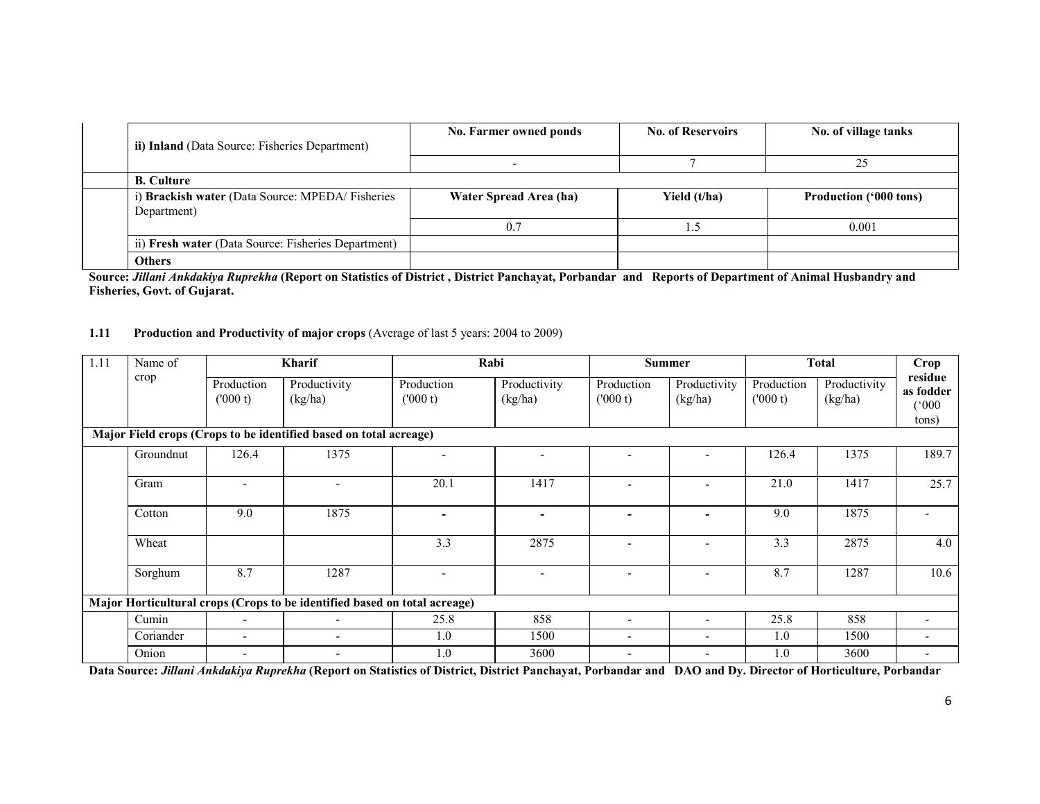| | | | | |
|---|---|---|---|---|
| | **ii) Inland** (Data Source: Fisheries Department) | **No. Farmer owned ponds** | **No. of Reservoirs** | **No. of village tanks** |
| | | - | 7 | 25 |
| | **B. Culture** | | | |
| | i) **Brackish water** (Data Source: MPEDA/ Fisheries Department) | **Water Spread Area (ha)** | **Yield (t/ha)** | **Production ('000 tons)** |
| | | 0.7 | 1.5 | 0.001 |
| | ii) **Fresh water** (Data Source: Fisheries Department) | | | |
| | **Others** | | | |

**Source:** ***Jillani Ankdakiya Ruprekha*** **(Report on Statistics of District , District Panchayat, Porbandar and Reports of Department of Animal Husbandry and Fisheries, Govt. of Gujarat.**

**1.11 Production and Productivity of major crops** (Average of last 5 years: 2004 to 2009)

| 1.11 | Name of crop | **Kharif** | | **Rabi** | | **Summer** | | **Total** | | **Crop residue as fodder ('000 tons)** |
|---|---|---|---|---|---|---|---|---|---|---|
| | | Production ('000 t) | Productivity (kg/ha) | Production ('000 t) | Productivity (kg/ha) | Production ('000 t) | Productivity (kg/ha) | Production ('000 t) | Productivity (kg/ha) | |
| **Major Field crops (Crops to be identified based on total acreage)** | | | | | | | | | | |
| | Groundnut | 126.4 | 1375 | - | - | - | - | 126.4 | 1375 | 189.7 |
| | Gram | - | - | 20.1 | 1417 | - | - | 21.0 | 1417 | 25.7 |
| | Cotton | 9.0 | 1875 | - | - | - | - | 9.0 | 1875 | - |
| | Wheat | | | 3.3 | 2875 | - | - | 3.3 | 2875 | 4.0 |
| | Sorghum | 8.7 | 1287 | - | - | - | - | 8.7 | 1287 | 10.6 |
| **Major Horticultural crops (Crops to be identified based on total acreage)** | | | | | | | | | | |
| | Cumin | - | - | 25.8 | 858 | - | - | 25.8 | 858 | - |
| | Coriander | - | - | 1.0 | 1500 | - | - | 1.0 | 1500 | - |
| | Onion | - | - | 1.0 | 3600 | - | - | 1.0 | 3600 | - |

**Data Source:** ***Jillani Ankdakiya Ruprekha*** **(Report on Statistics of District, District Panchayat, Porbandar and DAO and Dy. Director of Horticulture, Porbandar**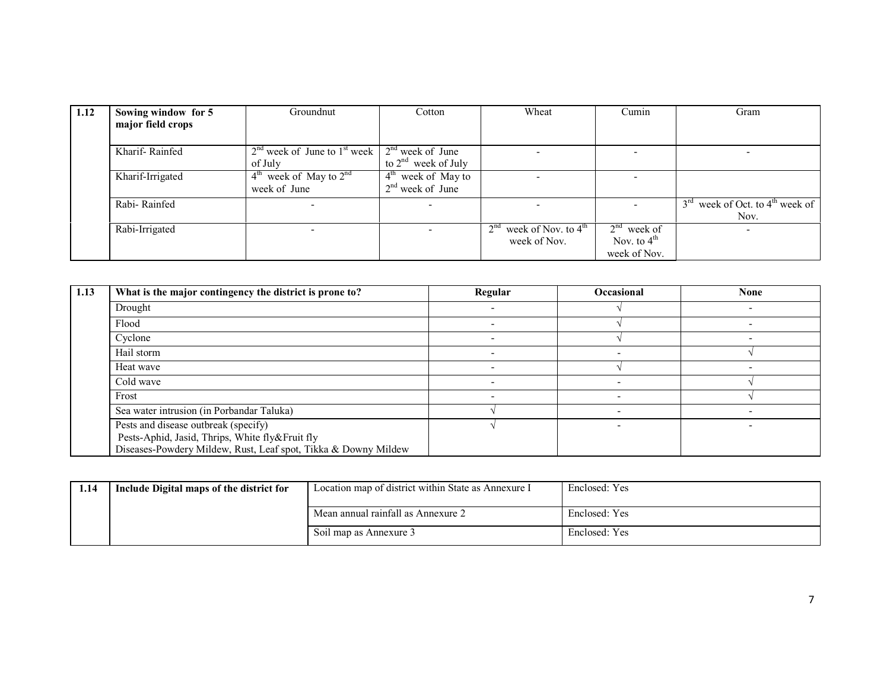| 1.12 | Sowing window for 5 major field crops | Groundnut | Cotton | Wheat | Cumin | Gram |
|---|---|---|---|---|---|---|
| | Kharif- Rainfed | 2nd week of June to 1st week of July | 2nd week of June to 2nd week of July | - | - | - |
| | Kharif-Irrigated | 4th week of May to 2nd week of June | 4th week of May to 2nd week of June | - | - | |
| | Rabi- Rainfed | - | - | - | - | 3rd week of Oct. to 4th week of Nov. |
| | Rabi-Irrigated | - | - | 2nd week of Nov. to 4th week of Nov. | 2nd week of Nov. to 4th week of Nov. | - |

| 1.13 | What is the major contingency the district is prone to? | Regular | Occasional | None |
|---|---|---|---|---|
| | Drought | - | √ | - |
| | Flood | - | √ | - |
| | Cyclone | - | √ | - |
| | Hail storm | - | - | √ |
| | Heat wave | - | √ | - |
| | Cold wave | - | - | √ |
| | Frost | - | - | √ |
| | Sea water intrusion (in Porbandar Taluka) | √ | - | - |
| | Pests and disease outbreak (specify)<br>Pests-Aphid, Jasid, Thrips, White fly&Fruit fly<br>Diseases-Powdery Mildew, Rust, Leaf spot, Tikka & Downy Mildew | √ | - | - |

| 1.14 | Include Digital maps of the district for | Location map of district within State as Annexure I | Enclosed: Yes |
|---|---|---|---|
| | | Mean annual rainfall as Annexure 2 | Enclosed: Yes |
| | | Soil map as Annexure 3 | Enclosed: Yes |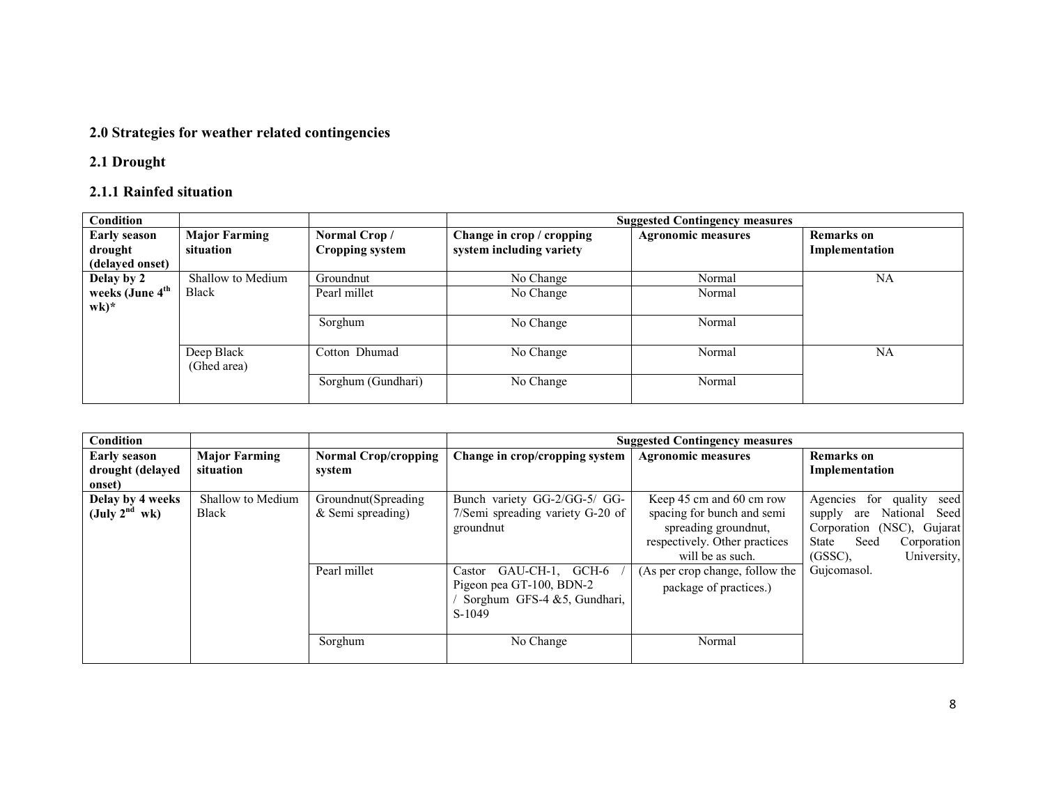## 2.0 Strategies for weather related contingencies

### 2.1 Drought

#### 2.1.1 Rainfed situation

| Condition | | | Suggested Contingency measures | | |
|---|---|---|---|---|---|
| **Early season drought (delayed onset)** | **Major Farming situation** | **Normal Crop / Cropping system** | **Change in crop / cropping system including variety** | **Agronomic measures** | **Remarks on Implementation** |
| **Delay by 2 weeks (June 4th wk)*** | Shallow to Medium Black | Groundnut | No Change | Normal | NA |
| | | Pearl millet | No Change | Normal | |
| | | Sorghum | No Change | Normal | |
| | Deep Black (Ghed area) | Cotton Dhumad | No Change | Normal | NA |
| | | Sorghum (Gundhari) | No Change | Normal | |

| Condition | | | Suggested Contingency measures | | |
|---|---|---|---|---|---|
| **Early season drought (delayed onset)** | **Major Farming situation** | **Normal Crop/cropping system** | **Change in crop/cropping system** | **Agronomic measures** | **Remarks on Implementation** |
| **Delay by 4 weeks (July 2nd wk)** | Shallow to Medium Black | Groundnut(Spreading & Semi spreading) | Bunch variety GG-2/GG-5/ GG-7/Semi spreading variety G-20 of groundnut | Keep 45 cm and 60 cm row spacing for bunch and semi spreading groundnut, respectively. Other practices will be as such. | Agencies for quality seed supply are National Seed Corporation (NSC), Gujarat State Seed Corporation (GSSC), University, Gujcomasol. |
| | | Pearl millet | Castor GAU-CH-1, GCH-6 / Pigeon pea GT-100, BDN-2 / Sorghum GFS-4 &5, Gundhari, S-1049 | (As per crop change, follow the package of practices.) | |
| | | Sorghum | No Change | Normal | |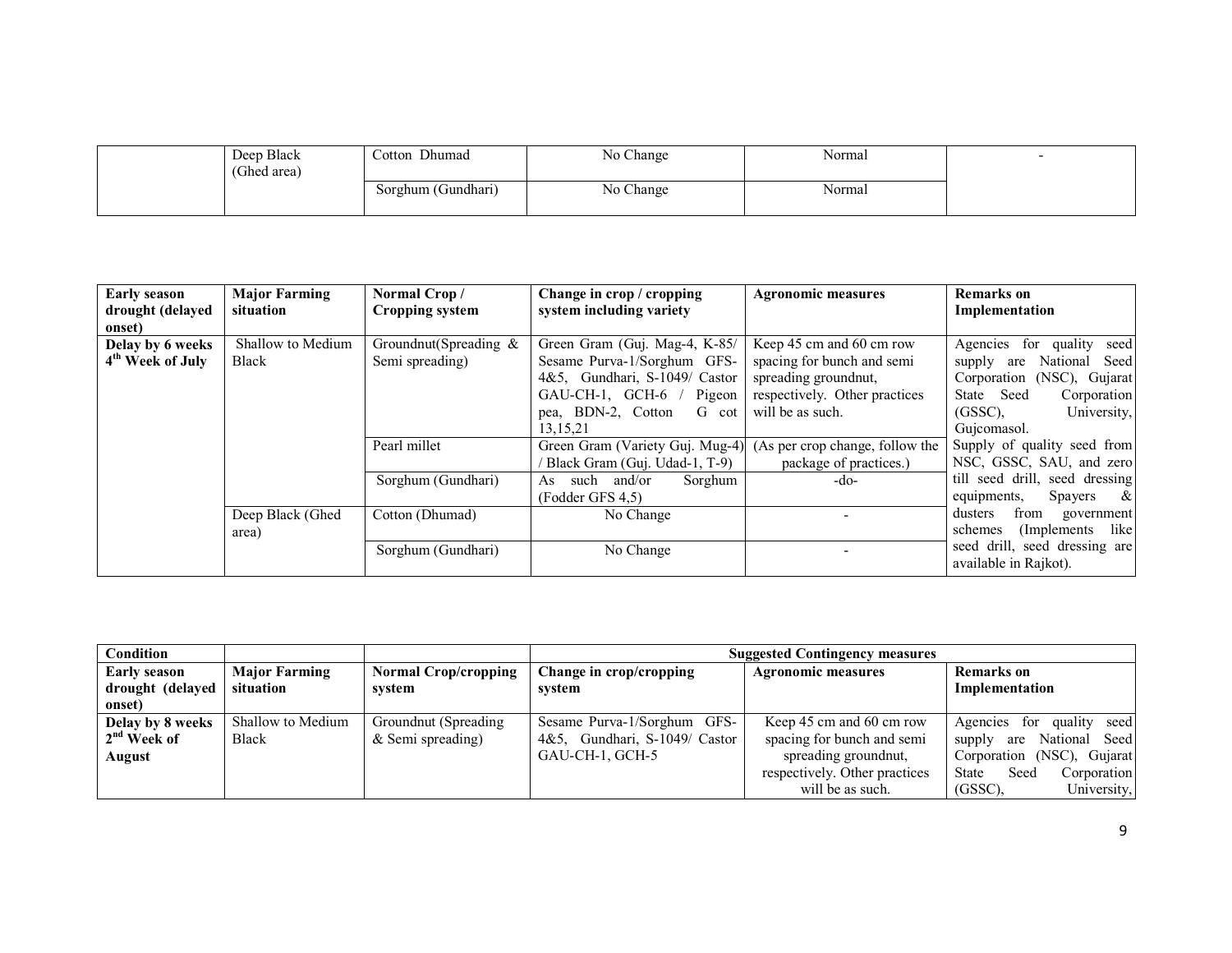|  | Deep Black (Ghed area) | Cotton Dhumad | No Change | Normal | - |
| --- | --- | --- | --- | --- | --- |
|  |  | Sorghum (Gundhari) | No Change | Normal |  |

| Early season drought (delayed onset) | Major Farming situation | Normal Crop / Cropping system | Change in crop / cropping system including variety | Agronomic measures | Remarks on Implementation |
| --- | --- | --- | --- | --- | --- |
| Delay by 6 weeks 4th Week of July | Shallow to Medium Black | Groundnut(Spreading & Semi spreading) | Green Gram (Guj. Mag-4, K-85/ Sesame Purva-1/Sorghum GFS-4&5, Gundhari, S-1049/ Castor GAU-CH-1, GCH-6 / Pigeon pea, BDN-2, Cotton G cot 13,15,21 | Keep 45 cm and 60 cm row spacing for bunch and semi spreading groundnut, respectively. Other practices will be as such. | Agencies for quality seed supply are National Seed Corporation (NSC), Gujarat State Seed Corporation (GSSC), University, Gujcomasol. |
|  |  | Pearl millet | Green Gram (Variety Guj. Mug-4) / Black Gram (Guj. Udad-1, T-9) | (As per crop change, follow the package of practices.) | Supply of quality seed from NSC, GSSC, SAU, and zero till seed drill, seed dressing equipments, Spayers & dusters from government schemes (Implements like seed drill, seed dressing are available in Rajkot). |
|  |  | Sorghum (Gundhari) | As such and/or Sorghum (Fodder GFS 4,5) | -do- |  |
|  | Deep Black (Ghed area) | Cotton (Dhumad) | No Change | - |  |
|  |  | Sorghum (Gundhari) | No Change | - |  |

| Condition |  |  | Suggested Contingency measures |  |  |
| --- | --- | --- | --- | --- | --- |
| Early season drought (delayed onset) | Major Farming situation | Normal Crop/cropping system | Change in crop/cropping system | Agronomic measures | Remarks on Implementation |
| Delay by 8 weeks 2nd Week of August | Shallow to Medium Black | Groundnut (Spreading & Semi spreading) | Sesame Purva-1/Sorghum GFS-4&5, Gundhari, S-1049/ Castor GAU-CH-1, GCH-5 | Keep 45 cm and 60 cm row spacing for bunch and semi spreading groundnut, respectively. Other practices will be as such. | Agencies for quality seed supply are National Seed Corporation (NSC), Gujarat State Seed Corporation (GSSC), University, |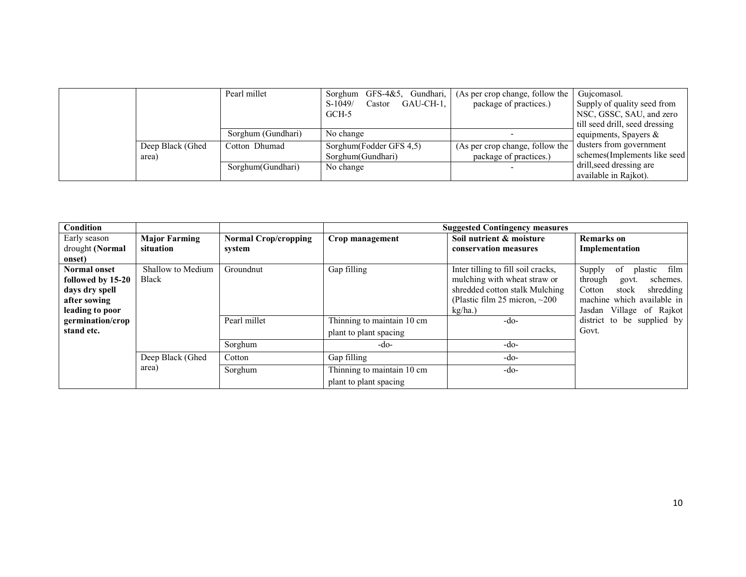|  |  | Pearl millet | Sorghum GFS-4&5, Gundhari, S-1049/ Castor GAU-CH-1, GCH-5 | (As per crop change, follow the package of practices.) | Gujcomasol. Supply of quality seed from NSC, GSSC, SAU, and zero till seed drill, seed dressing equipments, Spayers & dusters from government schemes(Implements like seed drill,seed dressing are available in Rajkot). |
|---|---|---|---|---|---|
|  |  | Sorghum (Gundhari) | No change | - |  |
|  | Deep Black (Ghed area) | Cotton Dhumad | Sorghum(Fodder GFS 4,5) Sorghum(Gundhari) | (As per crop change, follow the package of practices.) |  |
|  |  | Sorghum(Gundhari) | No change | - |  |

| Condition |  |  | Suggested Contingency measures |  |  |
|---|---|---|---|---|---|
| Early season drought **(Normal onset)** | **Major Farming situation** | **Normal Crop/cropping system** | **Crop management** | **Soil nutrient & moisture conservation measures** | **Remarks on Implementation** |
| **Normal onset followed by 15-20 days dry spell after sowing leading to poor germination/crop stand etc.** | Shallow to Medium Black | Groundnut | Gap filling | Inter tilling to fill soil cracks, mulching with wheat straw or shredded cotton stalk Mulching (Plastic film 25 micron, ~200 kg/ha.) | Supply of plastic film through govt. schemes. Cotton stock shredding machine which available in Jasdan Village of Rajkot district to be supplied by Govt. |
|  |  | Pearl millet | Thinning to maintain 10 cm plant to plant spacing | -do- |  |
|  |  | Sorghum | -do- | -do- |  |
|  | Deep Black (Ghed area) | Cotton | Gap filling | -do- |  |
|  |  | Sorghum | Thinning to maintain 10 cm plant to plant spacing | -do- |  |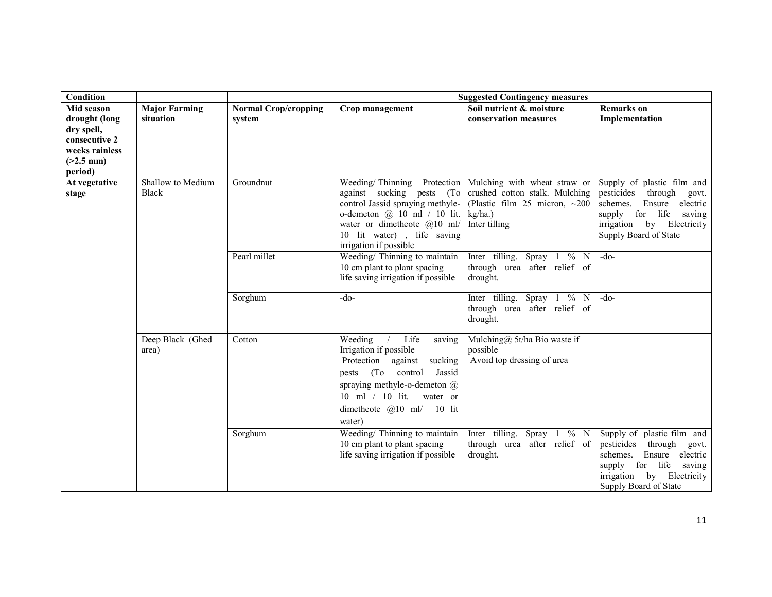| Condition | | | Suggested Contingency measures | | |
|---|---|---|---|---|---|
| **Mid season drought (long dry spell, consecutive 2 weeks rainless (>2.5 mm) period)** | **Major Farming situation** | **Normal Crop/cropping system** | **Crop management** | **Soil nutrient & moisture conservation measures** | **Remarks on Implementation** |
| **At vegetative stage** | Shallow to Medium Black | Groundnut | Weeding/ Thinning Protection against sucking pests (To control Jassid spraying methyle-o-demeton @ 10 ml / 10 lit. water or dimetheote @10 ml/ 10 lit water) , life saving irrigation if possible | Mulching with wheat straw or crushed cotton stalk. Mulching (Plastic film 25 micron, ~200 kg/ha.) Inter tilling | Supply of plastic film and pesticides through govt. schemes. Ensure electric supply for life saving irrigation by Electricity Supply Board of State |
| | | Pearl millet | Weeding/ Thinning to maintain 10 cm plant to plant spacing life saving irrigation if possible | Inter tilling. Spray 1 % N through urea after relief of drought. | -do- |
| | | Sorghum | -do- | Inter tilling. Spray 1 % N through urea after relief of drought. | -do- |
| | Deep Black (Ghed area) | Cotton | Weeding / Life saving Irrigation if possible Protection against sucking pests (To control Jassid spraying methyle-o-demeton @ 10 ml / 10 lit. water or dimetheote @10 ml/ 10 lit water) | Mulching@ 5t/ha Bio waste if possible Avoid top dressing of urea | |
| | | Sorghum | Weeding/ Thinning to maintain 10 cm plant to plant spacing life saving irrigation if possible | Inter tilling. Spray 1 % N through urea after relief of drought. | Supply of plastic film and pesticides through govt. schemes. Ensure electric supply for life saving irrigation by Electricity Supply Board of State |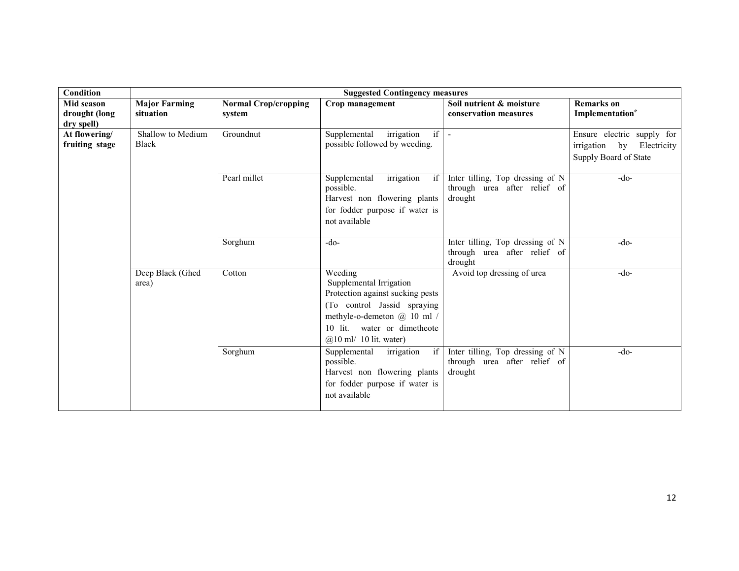| Condition | Suggested Contingency measures | | | | |
|---|---|---|---|---|---|
| **Mid season drought (long dry spell)** | **Major Farming situation** | **Normal Crop/cropping system** | **Crop management** | **Soil nutrient & moisture conservation measures** | **Remarks on Implementation**[e] |
| **At flowering/ fruiting stage** | Shallow to Medium Black | Groundnut | Supplemental irrigation if possible followed by weeding. | - | Ensure electric supply for irrigation by Electricity Supply Board of State |
| | | Pearl millet | Supplemental irrigation if possible. Harvest non flowering plants for fodder purpose if water is not available | Inter tilling, Top dressing of N through urea after relief of drought | -do- |
| | | Sorghum | -do- | Inter tilling, Top dressing of N through urea after relief of drought | -do- |
| | Deep Black (Ghed area) | Cotton | Weeding Supplemental Irrigation Protection against sucking pests (To control Jassid spraying methyle-o-demeton @ 10 ml / 10 lit. water or dimetheote @10 ml/ 10 lit. water) | Avoid top dressing of urea | -do- |
| | | Sorghum | Supplemental irrigation if possible. Harvest non flowering plants for fodder purpose if water is not available | Inter tilling, Top dressing of N through urea after relief of drought | -do- |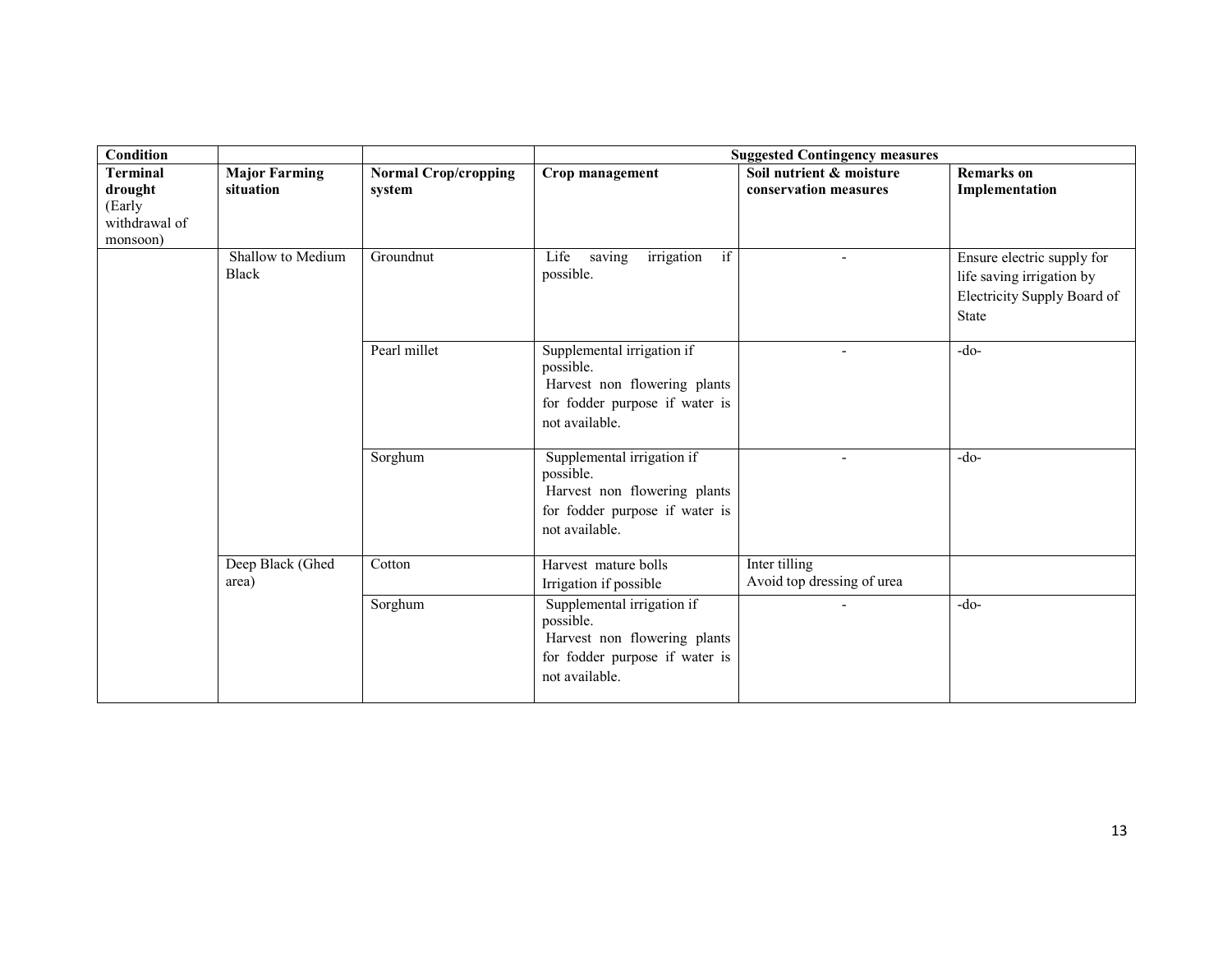| Condition | | | Suggested Contingency measures | | |
|---|---|---|---|---|---|
| **Terminal drought** (Early withdrawal of monsoon) | **Major Farming situation** | **Normal Crop/cropping system** | **Crop management** | **Soil nutrient & moisture conservation measures** | **Remarks on Implementation** |
| | Shallow to Medium Black | Groundnut | Life saving irrigation if possible. | - | Ensure electric supply for life saving irrigation by Electricity Supply Board of State |
| | | Pearl millet | Supplemental irrigation if possible. Harvest non flowering plants for fodder purpose if water is not available. | - | -do- |
| | | Sorghum | Supplemental irrigation if possible. Harvest non flowering plants for fodder purpose if water is not available. | - | -do- |
| | Deep Black (Ghed area) | Cotton | Harvest mature bolls Irrigation if possible | Inter tilling Avoid top dressing of urea | |
| | | Sorghum | Supplemental irrigation if possible. Harvest non flowering plants for fodder purpose if water is not available. | - | -do- |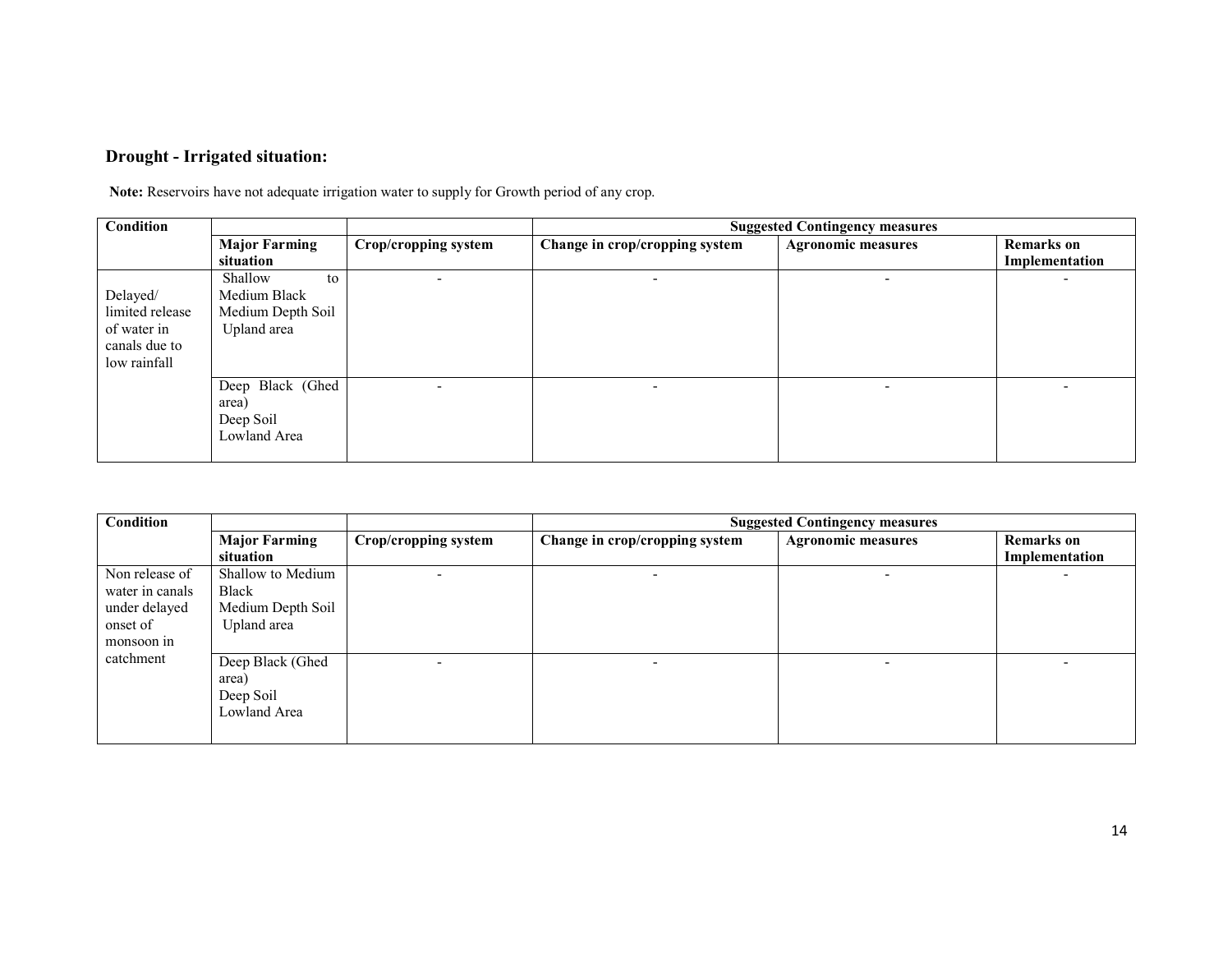**Drought - Irrigated situation:**

**Note:** Reservoirs have not adequate irrigation water to supply for Growth period of any crop.

| Condition | | | Suggested Contingency measures | | |
|---|---|---|---|---|---|
| | **Major Farming situation** | **Crop/cropping system** | **Change in crop/cropping system** | **Agronomic measures** | **Remarks on Implementation** |
| Delayed/ limited release of water in canals due to low rainfall | Shallow to Medium Black Medium Depth Soil Upland area | - | - | - | - |
| | Deep Black (Ghed area) Deep Soil Lowland Area | - | - | - | - |

| Condition | | | Suggested Contingency measures | | |
|---|---|---|---|---|---|
| | **Major Farming situation** | **Crop/cropping system** | **Change in crop/cropping system** | **Agronomic measures** | **Remarks on Implementation** |
| Non release of water in canals under delayed onset of monsoon in catchment | Shallow to Medium Black Medium Depth Soil Upland area | - | - | - | - |
| | Deep Black (Ghed area) Deep Soil Lowland Area | - | - | - | - |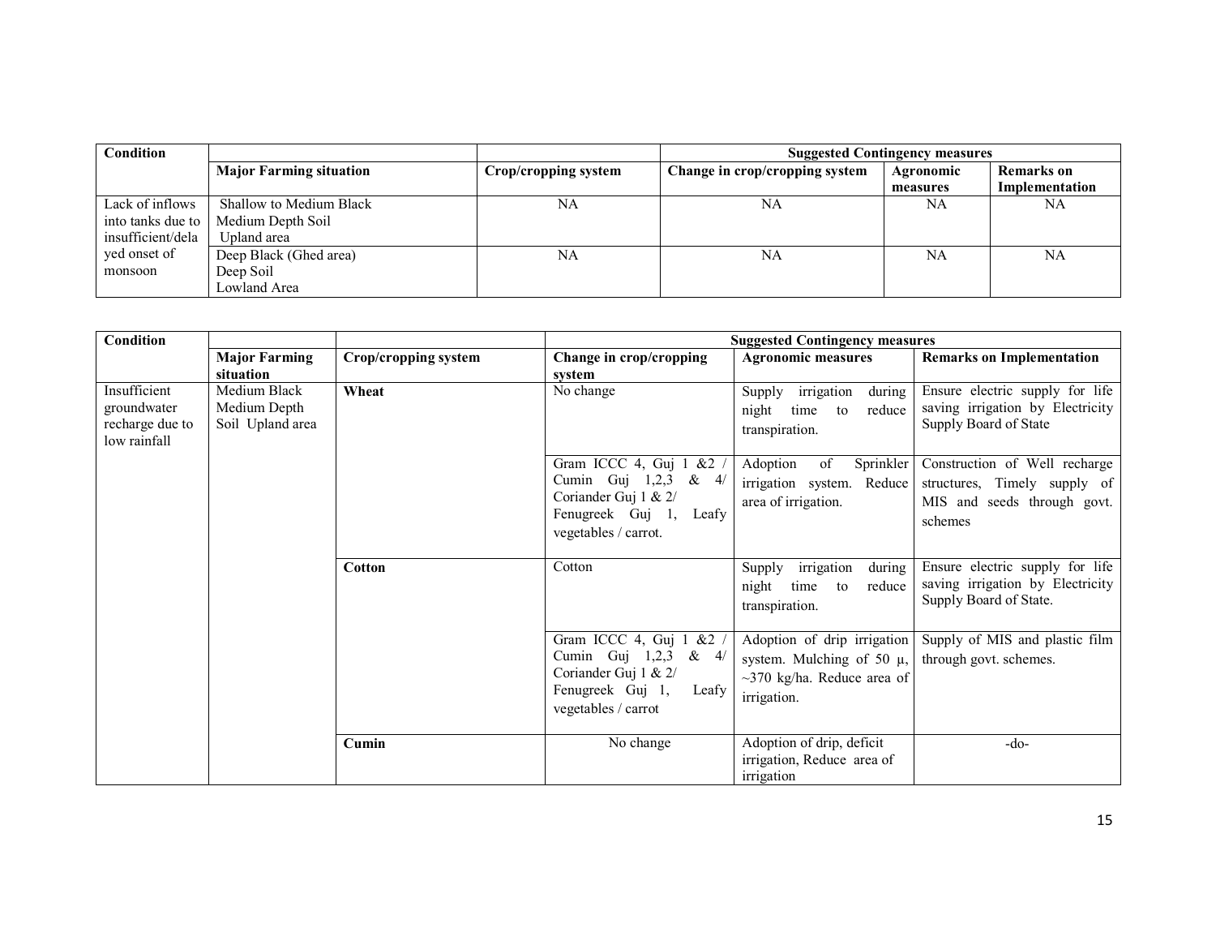| Condition | | | Suggested Contingency measures | | |
|---|---|---|---|---|---|
| | Major Farming situation | Crop/cropping system | Change in crop/cropping system | Agronomic measures | Remarks on Implementation |
| Lack of inflows into tanks due to insufficient/delayed onset of monsoon | Shallow to Medium Black Medium Depth Soil Upland area | NA | NA | NA | NA |
| | Deep Black (Ghed area) Deep Soil Lowland Area | NA | NA | NA | NA |

| Condition | | | Suggested Contingency measures | | |
|---|---|---|---|---|---|
| | Major Farming situation | Crop/cropping system | Change in crop/cropping system | Agronomic measures | Remarks on Implementation |
| Insufficient groundwater recharge due to low rainfall | Medium Black Medium Depth Soil Upland area | **Wheat** | No change | Supply irrigation during night time to reduce transpiration. | Ensure electric supply for life saving irrigation by Electricity Supply Board of State |
| | | | Gram ICCC 4, Guj 1 &2 / Cumin Guj 1,2,3 & 4/ Coriander Guj 1 & 2/ Fenugreek Guj 1, Leafy vegetables / carrot. | Adoption of Sprinkler irrigation system. Reduce area of irrigation. | Construction of Well recharge structures, Timely supply of MIS and seeds through govt. schemes |
| | | **Cotton** | Cotton | Supply irrigation during night time to reduce transpiration. | Ensure electric supply for life saving irrigation by Electricity Supply Board of State. |
| | | | Gram ICCC 4, Guj 1 &2 / Cumin Guj 1,2,3 & 4/ Coriander Guj 1 & 2/ Fenugreek Guj 1, Leafy vegetables / carrot | Adoption of drip irrigation system. Mulching of 50 μ, ~370 kg/ha. Reduce area of irrigation. | Supply of MIS and plastic film through govt. schemes. |
| | | **Cumin** | No change | Adoption of drip, deficit irrigation, Reduce area of irrigation | -do- |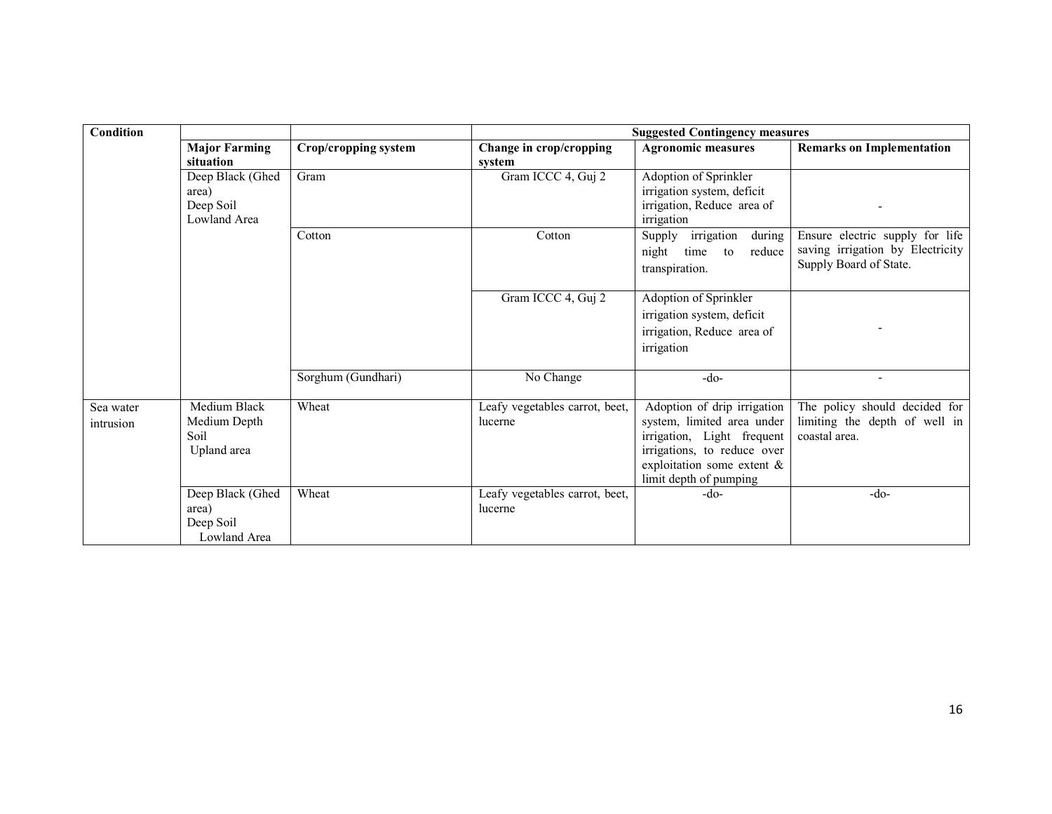| Condition | | | Suggested Contingency measures | | |
|---|---|---|---|---|---|
| | **Major Farming situation** | **Crop/cropping system** | **Change in crop/cropping system** | **Agronomic measures** | **Remarks on Implementation** |
| | Deep Black (Ghed area) Deep Soil Lowland Area | Gram | Gram ICCC 4, Guj 2 | Adoption of Sprinkler irrigation system, deficit irrigation, Reduce area of irrigation | - |
| | | Cotton | Cotton | Supply irrigation during night time to reduce transpiration. | Ensure electric supply for life saving irrigation by Electricity Supply Board of State. |
| | | | Gram ICCC 4, Guj 2 | Adoption of Sprinkler irrigation system, deficit irrigation, Reduce area of irrigation | - |
| | | Sorghum (Gundhari) | No Change | -do- | - |
| Sea water intrusion | Medium Black Medium Depth Soil Upland area | Wheat | Leafy vegetables carrot, beet, lucerne | Adoption of drip irrigation system, limited area under irrigation, Light frequent irrigations, to reduce over exploitation some extent & limit depth of pumping | The policy should decided for limiting the depth of well in coastal area. |
| | Deep Black (Ghed area) Deep Soil Lowland Area | Wheat | Leafy vegetables carrot, beet, lucerne | -do- | -do- |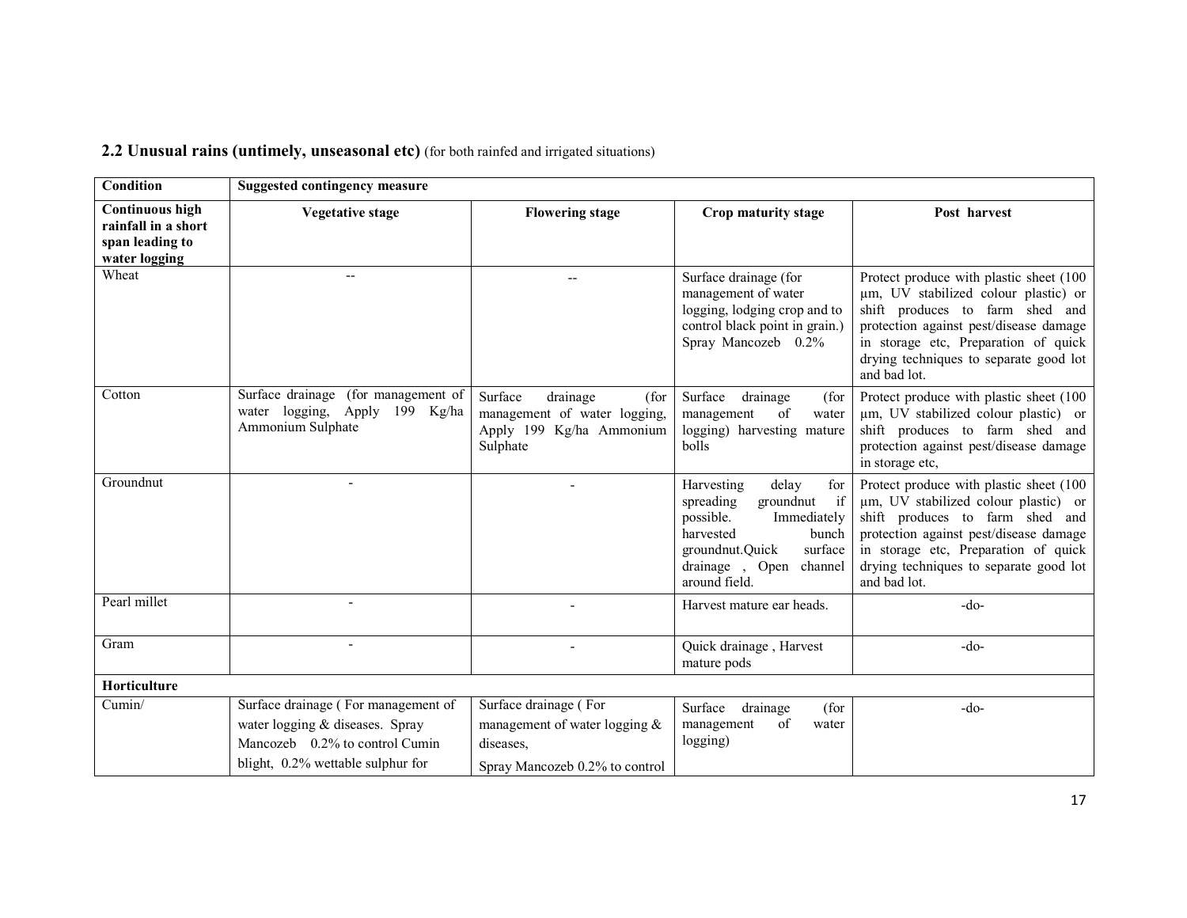## 2.2 Unusual rains (untimely, unseasonal etc) (for both rainfed and irrigated situations)

| Condition | Suggested contingency measure | | | |
|---|---|---|---|---|
| **Continuous high rainfall in a short span leading to water logging** | **Vegetative stage** | **Flowering stage** | **Crop maturity stage** | **Post harvest** |
| Wheat | -- | -- | Surface drainage (for management of water logging, lodging crop and to control black point in grain.) Spray Mancozeb 0.2% | Protect produce with plastic sheet (100 μm, UV stabilized colour plastic) or shift produces to farm shed and protection against pest/disease damage in storage etc, Preparation of quick drying techniques to separate good lot and bad lot. |
| Cotton | Surface drainage (for management of water logging, Apply 199 Kg/ha Ammonium Sulphate | Surface drainage (for management of water logging, Apply 199 Kg/ha Ammonium Sulphate | Surface drainage (for management of water logging) harvesting mature bolls | Protect produce with plastic sheet (100 μm, UV stabilized colour plastic) or shift produces to farm shed and protection against pest/disease damage in storage etc, |
| Groundnut | - | - | Harvesting delay for spreading groundnut if possible. Immediately harvested bunch groundnut.Quick surface drainage , Open channel around field. | Protect produce with plastic sheet (100 μm, UV stabilized colour plastic) or shift produces to farm shed and protection against pest/disease damage in storage etc, Preparation of quick drying techniques to separate good lot and bad lot. |
| Pearl millet | - | - | Harvest mature ear heads. | -do- |
| Gram | - | - | Quick drainage , Harvest mature pods | -do- |
| **Horticulture** | | | | |
| Cumin/ | Surface drainage ( For management of water logging & diseases. Spray Mancozeb 0.2% to control Cumin blight, 0.2% wettable sulphur for | Surface drainage ( For management of water logging & diseases, Spray Mancozeb 0.2% to control | Surface drainage (for management of water logging) | -do- |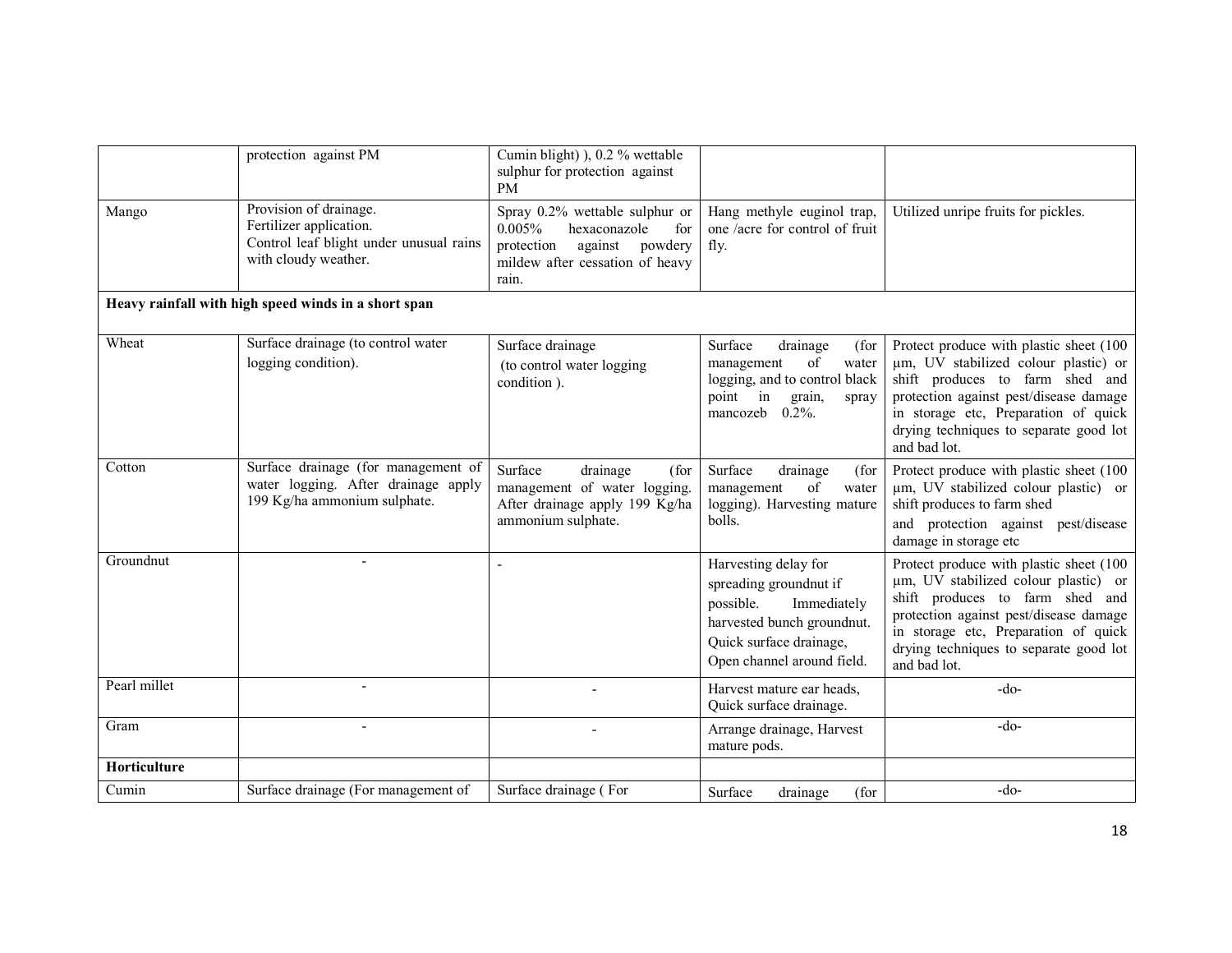|  |  |  |  |  |
|---|---|---|---|---|
|  | protection against PM | Cumin blight) ), 0.2 % wettable sulphur for protection against PM |  |  |
| Mango | Provision of drainage.<br>Fertilizer application.<br>Control leaf blight under unusual rains with cloudy weather. | Spray 0.2% wettable sulphur or 0.005% hexaconazole for protection against powdery mildew after cessation of heavy rain. | Hang methyle euginol trap, one /acre for control of fruit fly. | Utilized unripe fruits for pickles. |
| **Heavy rainfall with high speed winds in a short span** |  |  |  |  |
| Wheat | Surface drainage (to control water logging condition). | Surface drainage (to control water logging condition ). | Surface drainage (for management of water logging, and to control black point in grain, spray mancozeb 0.2%. | Protect produce with plastic sheet (100 µm, UV stabilized colour plastic) or shift produces to farm shed and protection against pest/disease damage in storage etc, Preparation of quick drying techniques to separate good lot and bad lot. |
| Cotton | Surface drainage (for management of water logging. After drainage apply 199 Kg/ha ammonium sulphate. | Surface drainage (for management of water logging. After drainage apply 199 Kg/ha ammonium sulphate. | Surface drainage (for management of water logging). Harvesting mature bolls. | Protect produce with plastic sheet (100 µm, UV stabilized colour plastic) or shift produces to farm shed and protection against pest/disease damage in storage etc |
| Groundnut | - | - | Harvesting delay for spreading groundnut if possible. Immediately harvested bunch groundnut. Quick surface drainage, Open channel around field. | Protect produce with plastic sheet (100 µm, UV stabilized colour plastic) or shift produces to farm shed and protection against pest/disease damage in storage etc, Preparation of quick drying techniques to separate good lot and bad lot. |
| Pearl millet | - | - | Harvest mature ear heads, Quick surface drainage. | -do- |
| Gram | - | - | Arrange drainage, Harvest mature pods. | -do- |
| **Horticulture** |  |  |  |  |
| Cumin | Surface drainage (For management of | Surface drainage ( For | Surface drainage (for | -do- |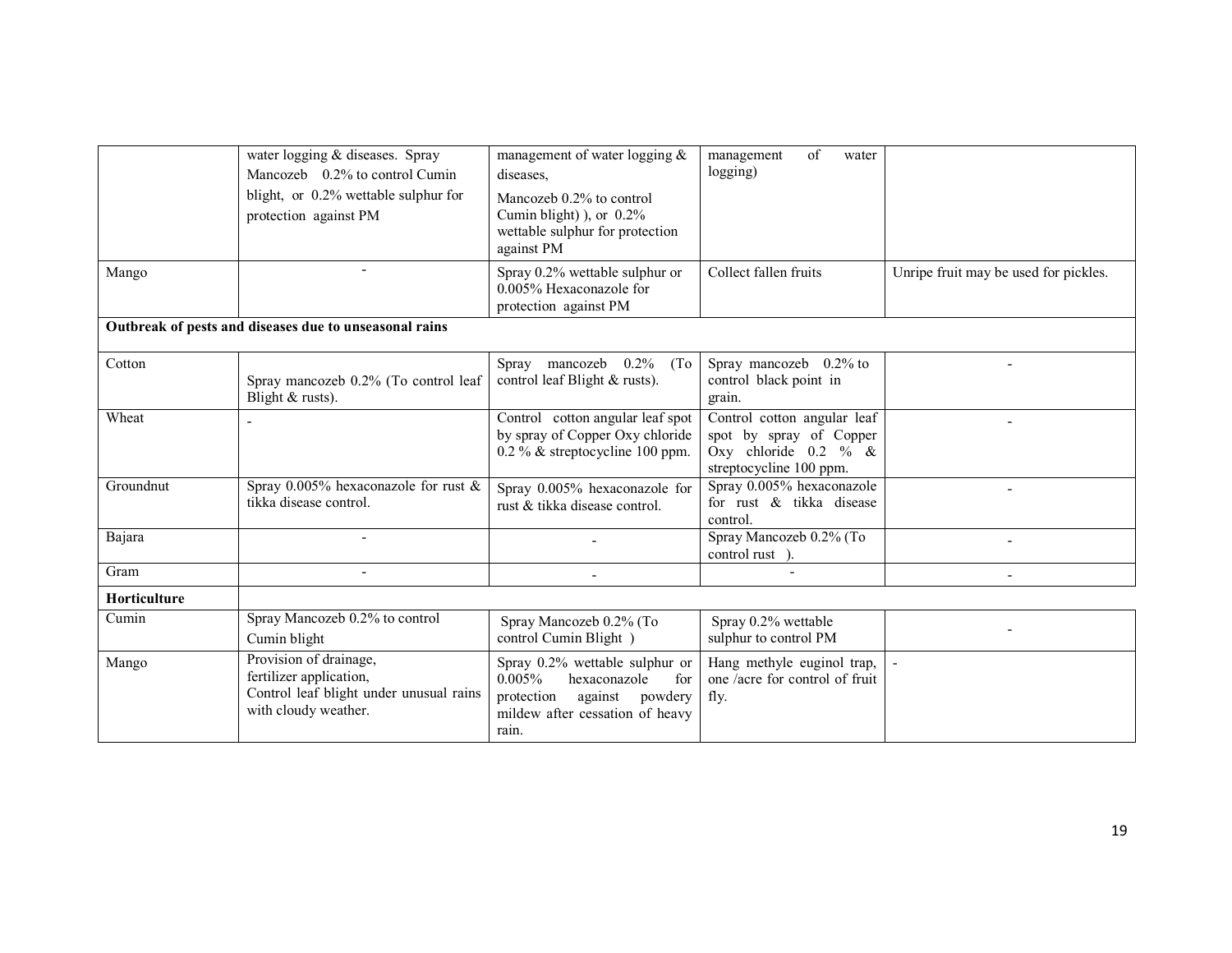| | | | | |
|---|---|---|---|---|
| | water logging & diseases. Spray Mancozeb 0.2% to control Cumin blight, or 0.2% wettable sulphur for protection against PM | management of water logging & diseases, Mancozeb 0.2% to control Cumin blight) ), or 0.2% wettable sulphur for protection against PM | management of water logging) | |
| Mango | - | Spray 0.2% wettable sulphur or 0.005% Hexaconazole for protection against PM | Collect fallen fruits | Unripe fruit may be used for pickles. |
| **Outbreak of pests and diseases due to unseasonal rains** | | | | |
| Cotton | Spray mancozeb 0.2% (To control leaf Blight & rusts). | Spray mancozeb 0.2% (To control leaf Blight & rusts). | Spray mancozeb 0.2% to control black point in grain. | - |
| Wheat | - | Control cotton angular leaf spot by spray of Copper Oxy chloride 0.2 % & streptocycline 100 ppm. | Control cotton angular leaf spot by spray of Copper Oxy chloride 0.2 % & streptocycline 100 ppm. | - |
| Groundnut | Spray 0.005% hexaconazole for rust & tikka disease control. | Spray 0.005% hexaconazole for rust & tikka disease control. | Spray 0.005% hexaconazole for rust & tikka disease control. | - |
| Bajara | - | - | Spray Mancozeb 0.2% (To control rust ). | - |
| Gram | - | - | - | - |
| **Horticulture** | | | | |
| Cumin | Spray Mancozeb 0.2% to control Cumin blight | Spray Mancozeb 0.2% (To control Cumin Blight ) | Spray 0.2% wettable sulphur to control PM | - |
| Mango | Provision of drainage, fertilizer application, Control leaf blight under unusual rains with cloudy weather. | Spray 0.2% wettable sulphur or 0.005% hexaconazole for protection against powdery mildew after cessation of heavy rain. | Hang methyle euginol trap, one /acre for control of fruit fly. | - |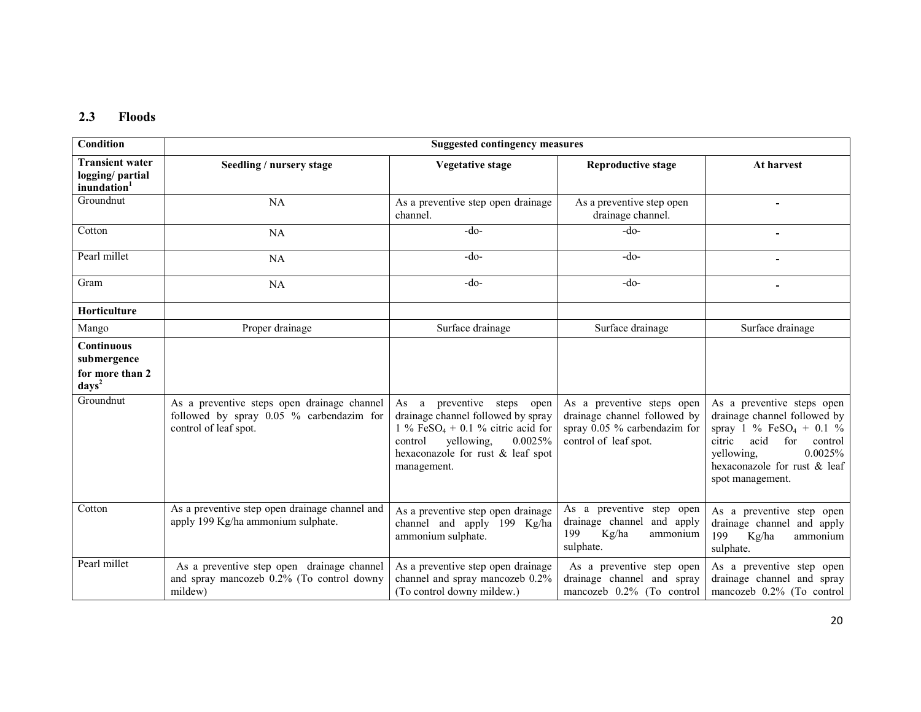## 2.3 Floods

| Condition | Suggested contingency measures | | | |
|---|---|---|---|---|
| **Transient water logging/ partial inundation[1]** | **Seedling / nursery stage** | **Vegetative stage** | **Reproductive stage** | **At harvest** |
| Groundnut | NA | As a preventive step open drainage channel. | As a preventive step open drainage channel. | - |
| Cotton | NA | -do- | -do- | - |
| Pearl millet | NA | -do- | -do- | - |
| Gram | NA | -do- | -do- | - |
| **Horticulture** | | | | |
| Mango | Proper drainage | Surface drainage | Surface drainage | Surface drainage |
| **Continuous submergence for more than 2 days[2]** | | | | |
| Groundnut | As a preventive steps open drainage channel followed by spray 0.05 % carbendazim for control of leaf spot. | As a preventive steps open drainage channel followed by spray 1 % $FeSO_4$ + 0.1 % citric acid for control yellowing, 0.0025% hexaconazole for rust & leaf spot management. | As a preventive steps open drainage channel followed by spray 0.05 % carbendazim for control of leaf spot. | As a preventive steps open drainage channel followed by spray 1 % $FeSO_4$ + 0.1 % citric acid for control yellowing, 0.0025% hexaconazole for rust & leaf spot management. |
| Cotton | As a preventive step open drainage channel and apply 199 Kg/ha ammonium sulphate. | As a preventive step open drainage channel and apply 199 Kg/ha ammonium sulphate. | As a preventive step open drainage channel and apply 199 Kg/ha ammonium sulphate. | As a preventive step open drainage channel and apply 199 Kg/ha ammonium sulphate. |
| Pearl millet | As a preventive step open drainage channel and spray mancozeb 0.2% (To control downy mildew) | As a preventive step open drainage channel and spray mancozeb 0.2% (To control downy mildew.) | As a preventive step open drainage channel and spray mancozeb 0.2% (To control | As a preventive step open drainage channel and spray mancozeb 0.2% (To control |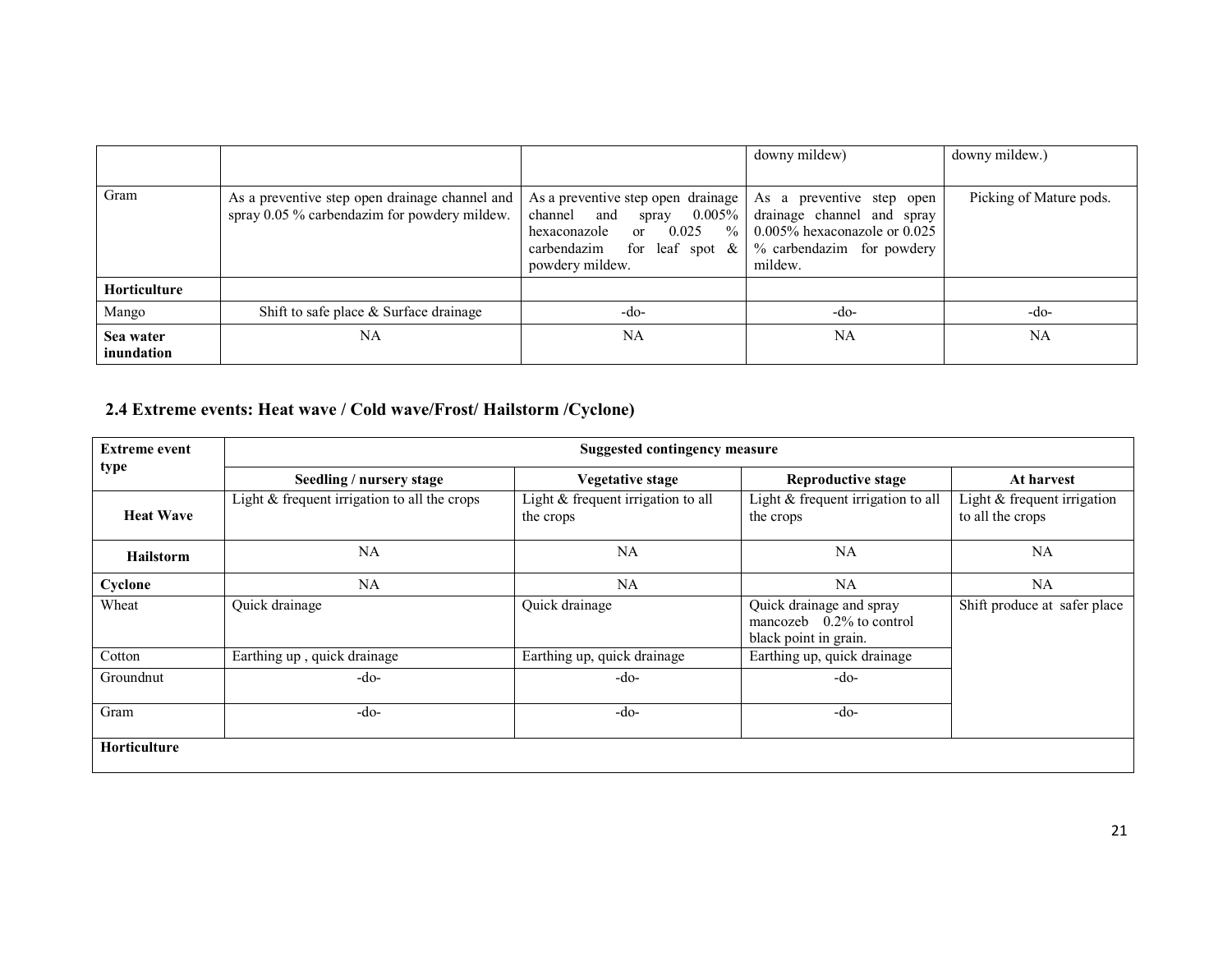| | | | | |
|---|---|---|---|---|
| | | | downy mildew) | downy mildew.) |
| Gram | As a preventive step open drainage channel and spray 0.05 % carbendazim for powdery mildew. | As a preventive step open drainage channel and spray 0.005% hexaconazole or 0.025 % carbendazim for leaf spot & powdery mildew. | As a preventive step open drainage channel and spray 0.005% hexaconazole or 0.025 % carbendazim for powdery mildew. | Picking of Mature pods. |
| **Horticulture** | | | | |
| Mango | Shift to safe place & Surface drainage | -do- | -do- | -do- |
| **Sea water inundation** | NA | NA | NA | NA |

## 2.4 Extreme events: Heat wave / Cold wave/Frost/ Hailstorm /Cyclone)

| Extreme event type | Suggested contingency measure | | | |
|---|---|---|---|---|
| | **Seedling / nursery stage** | **Vegetative stage** | **Reproductive stage** | **At harvest** |
| **Heat Wave** | Light & frequent irrigation to all the crops | Light & frequent irrigation to all the crops | Light & frequent irrigation to all the crops | Light & frequent irrigation to all the crops |
| **Hailstorm** | NA | NA | NA | NA |
| **Cyclone** | NA | NA | NA | NA |
| Wheat | Quick drainage | Quick drainage | Quick drainage and spray mancozeb 0.2% to control black point in grain. | Shift produce at safer place |
| Cotton | Earthing up , quick drainage | Earthing up, quick drainage | Earthing up, quick drainage | |
| Groundnut | -do- | -do- | -do- | |
| Gram | -do- | -do- | -do- | |
| **Horticulture** | | | | |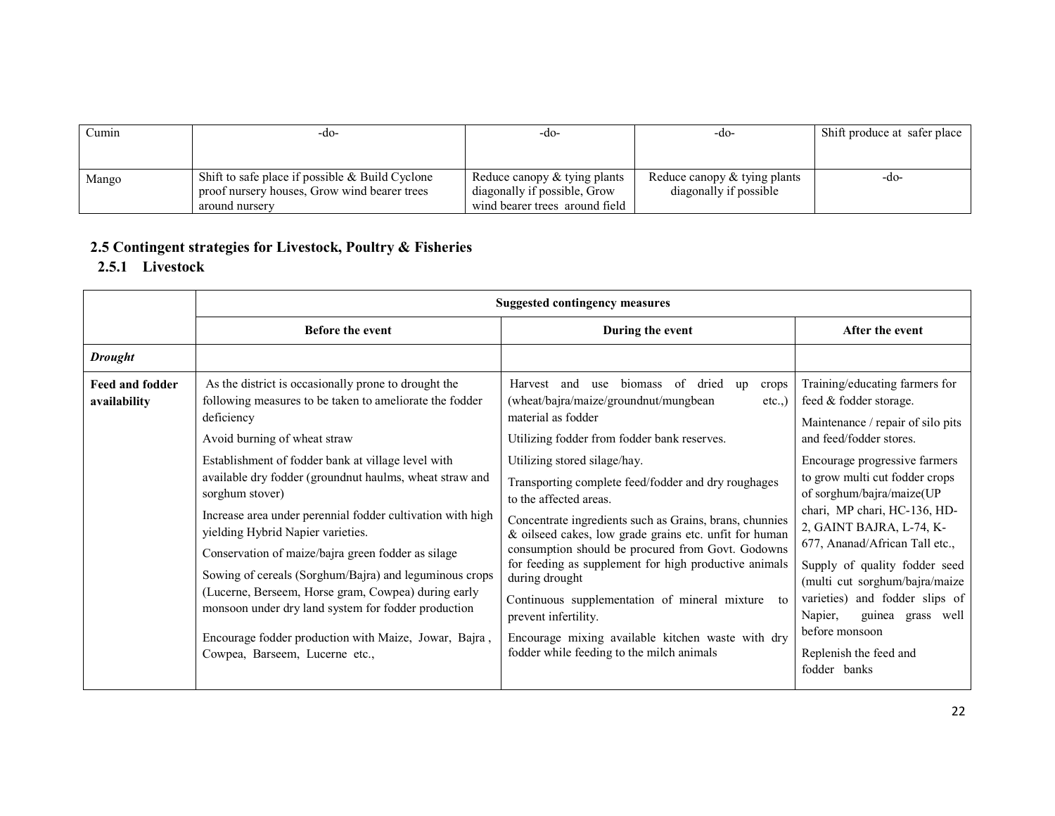| Cumin | -do- | -do- | -do- | Shift produce at safer place |
|---|---|---|---|---|
| Mango | Shift to safe place if possible & Build Cyclone proof nursery houses, Grow wind bearer trees around nursery | Reduce canopy & tying plants diagonally if possible, Grow wind bearer trees around field | Reduce canopy & tying plants diagonally if possible | -do- |

## 2.5 Contingent strategies for Livestock, Poultry & Fisheries

### 2.5.1 Livestock

| | Suggested contingency measures | | |
|---|---|---|---|
| | **Before the event** | **During the event** | **After the event** |
| ***Drought*** | | | |
| **Feed and fodder availability** | As the district is occasionally prone to drought the following measures to be taken to ameliorate the fodder deficiency<br>Avoid burning of wheat straw<br>Establishment of fodder bank at village level with available dry fodder (groundnut haulms, wheat straw and sorghum stover)<br>Increase area under perennial fodder cultivation with high yielding Hybrid Napier varieties.<br>Conservation of maize/bajra green fodder as silage<br>Sowing of cereals (Sorghum/Bajra) and leguminous crops (Lucerne, Berseem, Horse gram, Cowpea) during early monsoon under dry land system for fodder production<br>Encourage fodder production with Maize, Jowar, Bajra , Cowpea, Barseem, Lucerne etc., | Harvest and use biomass of dried up crops (wheat/bajra/maize/groundnut/mungbean etc.,) material as fodder<br>Utilizing fodder from fodder bank reserves.<br>Utilizing stored silage/hay.<br>Transporting complete feed/fodder and dry roughages to the affected areas.<br>Concentrate ingredients such as Grains, brans, chunnies & oilseed cakes, low grade grains etc. unfit for human consumption should be procured from Govt. Godowns for feeding as supplement for high productive animals during drought<br>Continuous supplementation of mineral mixture to prevent infertility.<br>Encourage mixing available kitchen waste with dry fodder while feeding to the milch animals | Training/educating farmers for feed & fodder storage.<br>Maintenance / repair of silo pits and feed/fodder stores.<br>Encourage progressive farmers to grow multi cut fodder crops of sorghum/bajra/maize(UP chari, MP chari, HC-136, HD-2, GAINT BAJRA, L-74, K-677, Ananad/African Tall etc.,<br>Supply of quality fodder seed (multi cut sorghum/bajra/maize varieties) and fodder slips of Napier, guinea grass well before monsoon<br>Replenish the feed and fodder banks |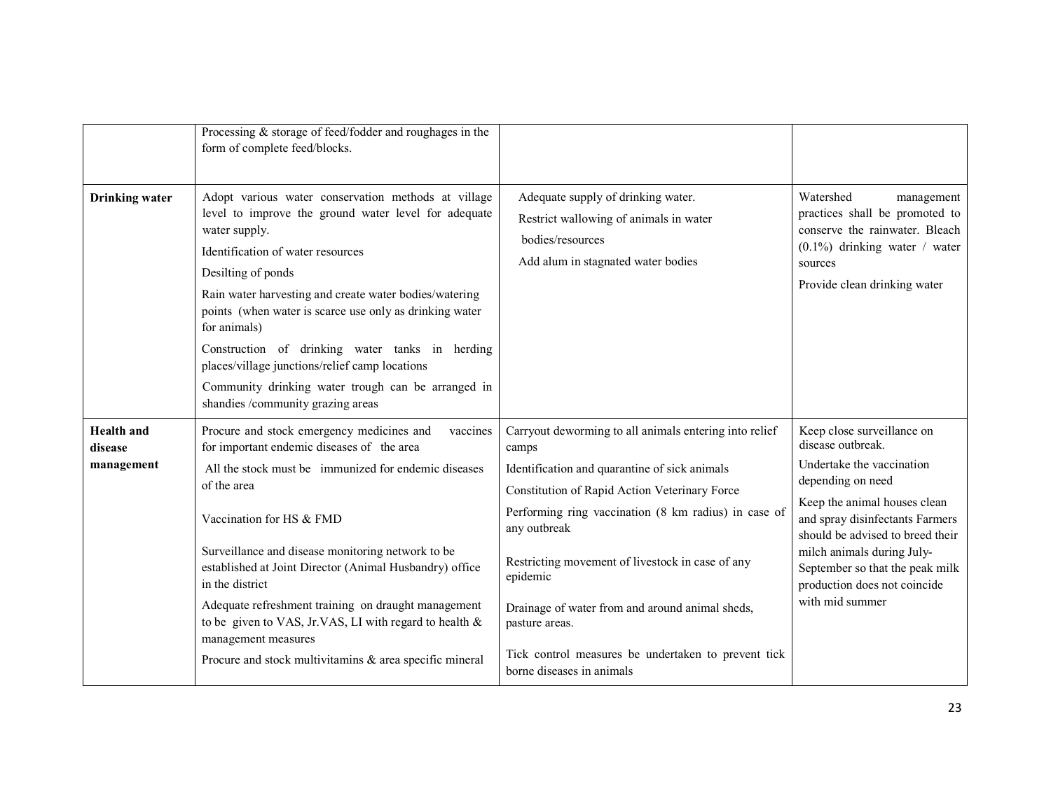| | | | |
|---|---|---|---|
| | Processing & storage of feed/fodder and roughages in the form of complete feed/blocks. | | |
| **Drinking water** | Adopt various water conservation methods at village level to improve the ground water level for adequate water supply.<br>Identification of water resources<br>Desilting of ponds<br>Rain water harvesting and create water bodies/watering points (when water is scarce use only as drinking water for animals)<br>Construction of drinking water tanks in herding places/village junctions/relief camp locations<br>Community drinking water trough can be arranged in shandies /community grazing areas | Adequate supply of drinking water.<br>Restrict wallowing of animals in water bodies/resources<br>Add alum in stagnated water bodies | Watershed management practices shall be promoted to conserve the rainwater. Bleach (0.1%) drinking water / water sources<br>Provide clean drinking water |
| **Health and disease management** | Procure and stock emergency medicines and vaccines for important endemic diseases of the area<br>All the stock must be immunized for endemic diseases of the area<br>Vaccination for HS & FMD<br>Surveillance and disease monitoring network to be established at Joint Director (Animal Husbandry) office in the district<br>Adequate refreshment training on draught management to be given to VAS, Jr.VAS, LI with regard to health & management measures<br>Procure and stock multivitamins & area specific mineral | Carryout deworming to all animals entering into relief camps<br>Identification and quarantine of sick animals<br>Constitution of Rapid Action Veterinary Force<br>Performing ring vaccination (8 km radius) in case of any outbreak<br>Restricting movement of livestock in case of any epidemic<br>Drainage of water from and around animal sheds, pasture areas.<br>Tick control measures be undertaken to prevent tick borne diseases in animals | Keep close surveillance on disease outbreak.<br>Undertake the vaccination depending on need<br>Keep the animal houses clean and spray disinfectants Farmers should be advised to breed their milch animals during July-September so that the peak milk production does not coincide with mid summer |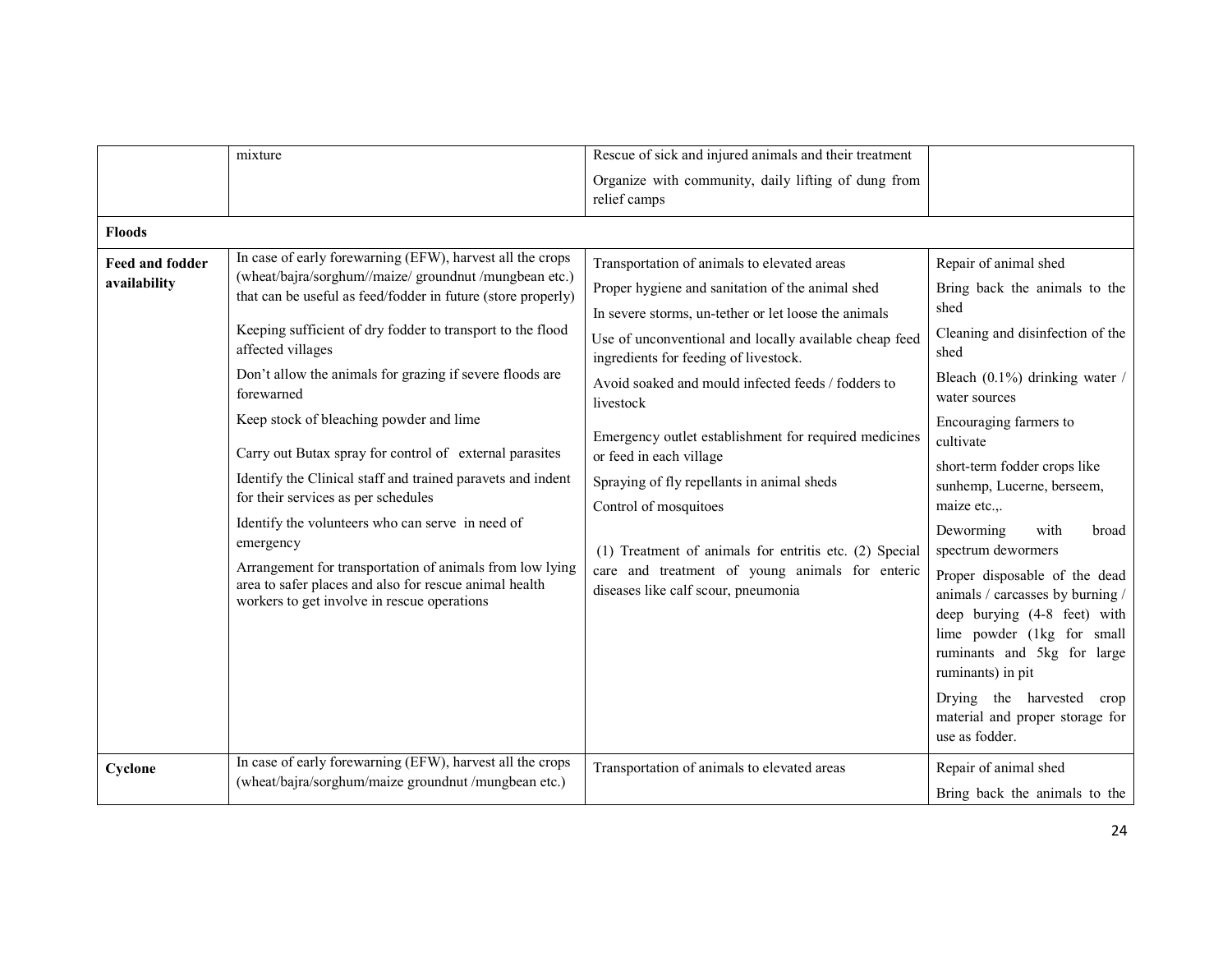| | | | |
|---|---|---|---|
| | mixture | Rescue of sick and injured animals and their treatment<br>Organize with community, daily lifting of dung from relief camps | |
| **Floods** | | | |
| **Feed and fodder availability** | In case of early forewarning (EFW), harvest all the crops (wheat/bajra/sorghum//maize/ groundnut /mungbean etc.) that can be useful as feed/fodder in future (store properly)<br>Keeping sufficient of dry fodder to transport to the flood affected villages<br>Don't allow the animals for grazing if severe floods are forewarned<br>Keep stock of bleaching powder and lime<br>Carry out Butax spray for control of external parasites<br>Identify the Clinical staff and trained paravets and indent for their services as per schedules<br>Identify the volunteers who can serve in need of emergency<br>Arrangement for transportation of animals from low lying area to safer places and also for rescue animal health workers to get involve in rescue operations | Transportation of animals to elevated areas<br>Proper hygiene and sanitation of the animal shed<br>In severe storms, un-tether or let loose the animals<br>Use of unconventional and locally available cheap feed ingredients for feeding of livestock.<br>Avoid soaked and mould infected feeds / fodders to livestock<br>Emergency outlet establishment for required medicines or feed in each village<br>Spraying of fly repellants in animal sheds<br>Control of mosquitoes<br>(1) Treatment of animals for entritis etc. (2) Special care and treatment of young animals for enteric diseases like calf scour, pneumonia | Repair of animal shed<br>Bring back the animals to the shed<br>Cleaning and disinfection of the shed<br>Bleach (0.1%) drinking water / water sources<br>Encouraging farmers to cultivate<br>short-term fodder crops like sunhemp, Lucerne, berseem, maize etc.,.<br>Deworming with broad spectrum dewormers<br>Proper disposable of the dead animals / carcasses by burning / deep burying (4-8 feet) with lime powder (1kg for small ruminants and 5kg for large ruminants) in pit<br>Drying the harvested crop material and proper storage for use as fodder. |
| **Cyclone** | In case of early forewarning (EFW), harvest all the crops (wheat/bajra/sorghum/maize groundnut /mungbean etc.) | Transportation of animals to elevated areas | Repair of animal shed<br>Bring back the animals to the |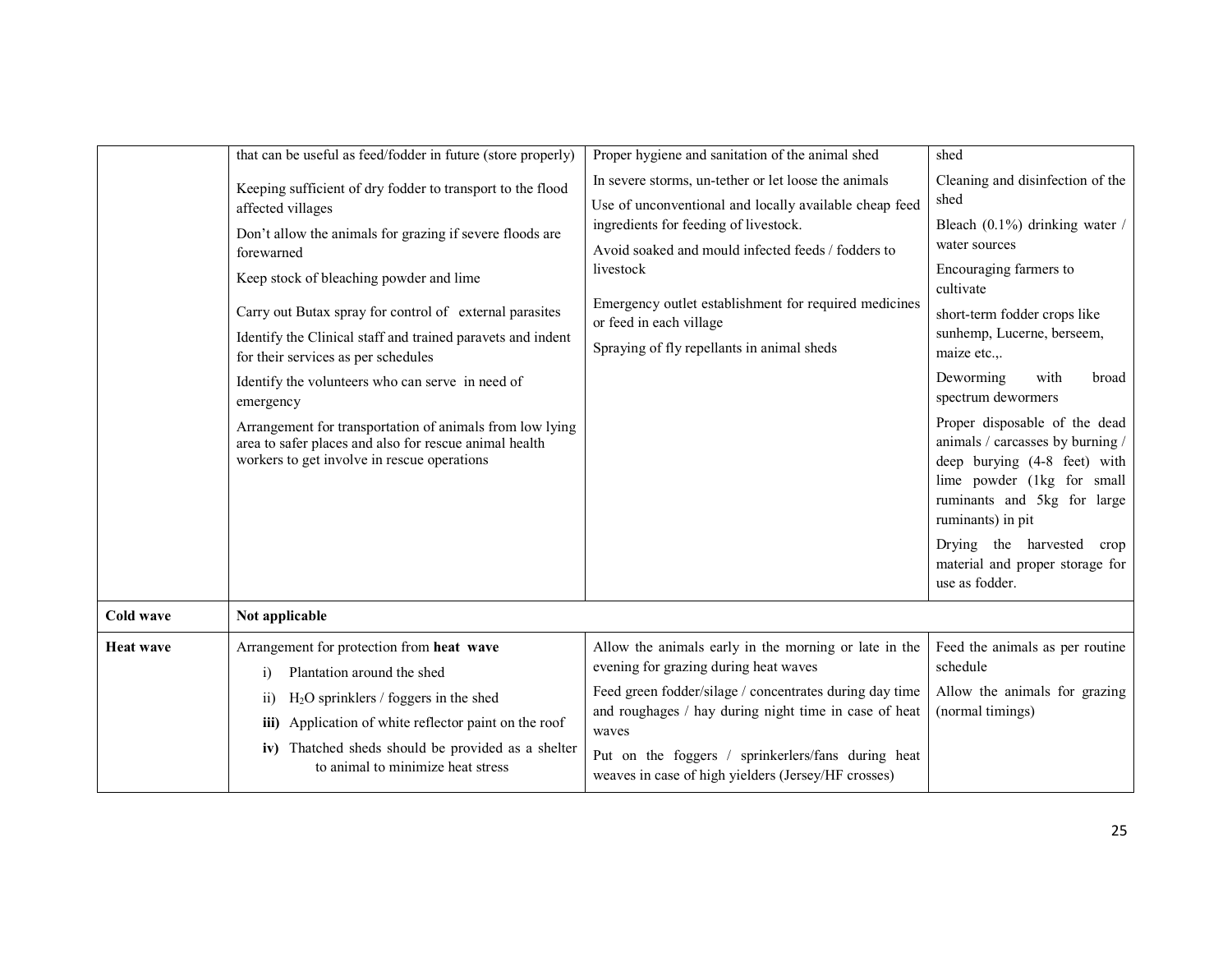| | | | |
|---|---|---|---|
| | that can be useful as feed/fodder in future (store properly)<br>Keeping sufficient of dry fodder to transport to the flood affected villages<br>Don't allow the animals for grazing if severe floods are forewarned<br>Keep stock of bleaching powder and lime<br>Carry out Butax spray for control of external parasites<br>Identify the Clinical staff and trained paravets and indent for their services as per schedules<br>Identify the volunteers who can serve in need of emergency<br>Arrangement for transportation of animals from low lying area to safer places and also for rescue animal health workers to get involve in rescue operations | Proper hygiene and sanitation of the animal shed<br>In severe storms, un-tether or let loose the animals<br>Use of unconventional and locally available cheap feed ingredients for feeding of livestock.<br>Avoid soaked and mould infected feeds / fodders to livestock<br>Emergency outlet establishment for required medicines or feed in each village<br>Spraying of fly repellants in animal sheds | shed<br>Cleaning and disinfection of the shed<br>Bleach (0.1%) drinking water / water sources<br>Encouraging farmers to cultivate<br>short-term fodder crops like sunhemp, Lucerne, berseem, maize etc.,.<br>Deworming with broad spectrum dewormers<br>Proper disposable of the dead animals / carcasses by burning / deep burying (4-8 feet) with lime powder (1kg for small ruminants and 5kg for large ruminants) in pit<br>Drying the harvested crop material and proper storage for use as fodder. |
| **Cold wave** | **Not applicable** | | |
| **Heat wave** | Arrangement for protection from **heat wave**<br>i) Plantation around the shed<br>ii) $H_2O$ sprinklers / foggers in the shed<br>**iii)** Application of white reflector paint on the roof<br>**iv)** Thatched sheds should be provided as a shelter to animal to minimize heat stress | Allow the animals early in the morning or late in the evening for grazing during heat waves<br>Feed green fodder/silage / concentrates during day time and roughages / hay during night time in case of heat waves<br>Put on the foggers / sprinkerlers/fans during heat weaves in case of high yielders (Jersey/HF crosses) | Feed the animals as per routine schedule<br>Allow the animals for grazing (normal timings) |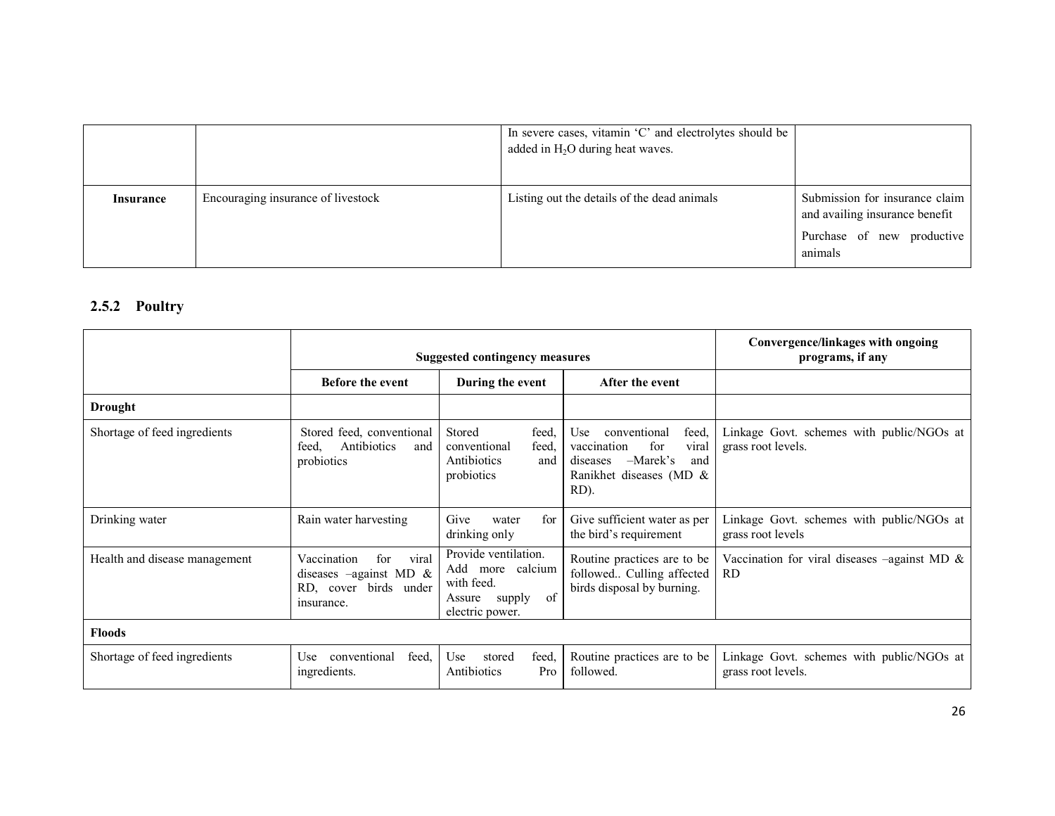|  |  | In severe cases, vitamin 'C' and electrolytes should be added in $H_2O$ during heat waves. |  |
|---|---|---|---|
| **Insurance** | Encouraging insurance of livestock | Listing out the details of the dead animals | Submission for insurance claim and availing insurance benefit<br>Purchase of new productive animals |

### 2.5.2 Poultry

|  | Suggested contingency measures | | | Convergence/linkages with ongoing programs, if any |
|---|---|---|---|---|
|  | **Before the event** | **During the event** | **After the event** |  |
| **Drought** |  |  |  |  |
| Shortage of feed ingredients | Stored feed, conventional feed, Antibiotics and probiotics | Stored feed, conventional feed, Antibiotics and probiotics | Use conventional feed, vaccination for viral diseases –Marek's and Ranikhet diseases (MD & RD). | Linkage Govt. schemes with public/NGOs at grass root levels. |
| Drinking water | Rain water harvesting | Give water for drinking only | Give sufficient water as per the bird's requirement | Linkage Govt. schemes with public/NGOs at grass root levels |
| Health and disease management | Vaccination for viral diseases –against MD & RD, cover birds under insurance. | Provide ventilation. Add more calcium with feed. Assure supply of electric power. | Routine practices are to be followed.. Culling affected birds disposal by burning. | Vaccination for viral diseases –against MD & RD |
| **Floods** |  |  |  |  |
| Shortage of feed ingredients | Use conventional feed, ingredients. | Use stored feed, Antibiotics Pro | Routine practices are to be followed. | Linkage Govt. schemes with public/NGOs at grass root levels. |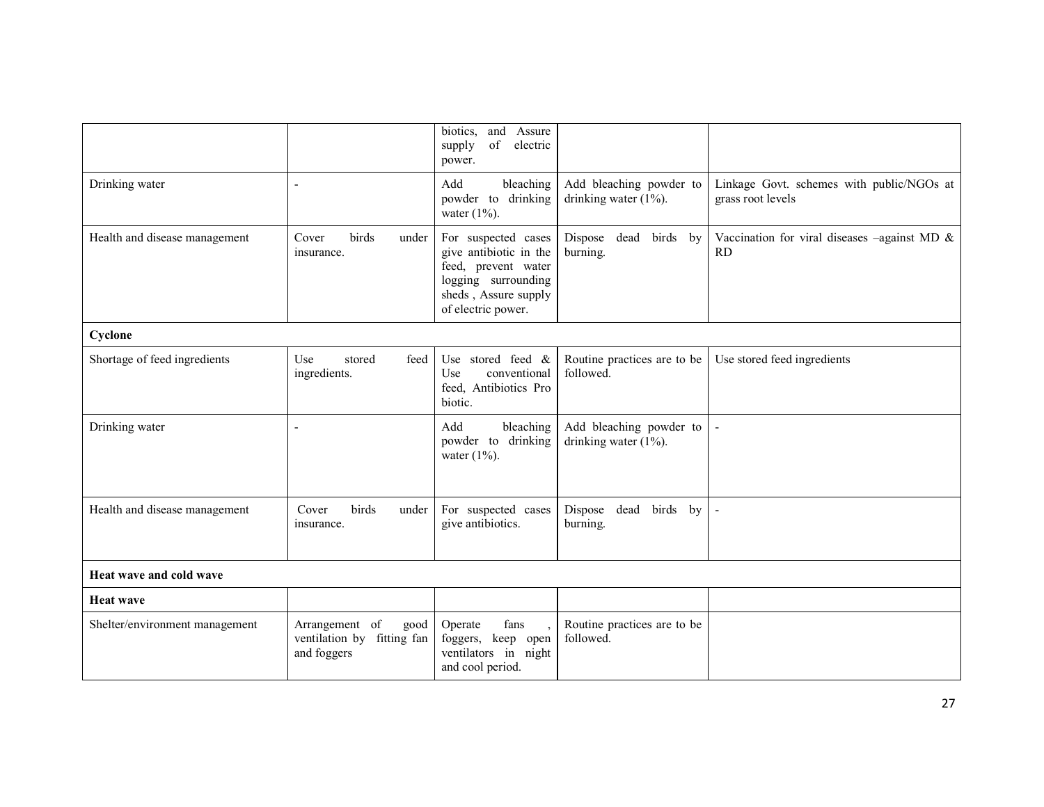| | | | | |
|---|---|---|---|---|
| | | biotics, and Assure supply of electric power. | | |
| Drinking water | - | Add bleaching powder to drinking water (1%). | Add bleaching powder to drinking water (1%). | Linkage Govt. schemes with public/NGOs at grass root levels |
| Health and disease management | Cover birds under insurance. | For suspected cases give antibiotic in the feed, prevent water logging surrounding sheds , Assure supply of electric power. | Dispose dead birds by burning. | Vaccination for viral diseases –against MD & RD |
| **Cyclone** | | | | |
| Shortage of feed ingredients | Use stored feed ingredients. | Use stored feed & Use conventional feed, Antibiotics Pro biotic. | Routine practices are to be followed. | Use stored feed ingredients |
| Drinking water | - | Add bleaching powder to drinking water (1%). | Add bleaching powder to drinking water (1%). | - |
| Health and disease management | Cover birds under insurance. | For suspected cases give antibiotics. | Dispose dead birds by burning. | - |
| **Heat wave and cold wave** | | | | |
| **Heat wave** | | | | |
| Shelter/environment management | Arrangement of good ventilation by fitting fan and foggers | Operate fans , foggers, keep open ventilators in night and cool period. | Routine practices are to be followed. | |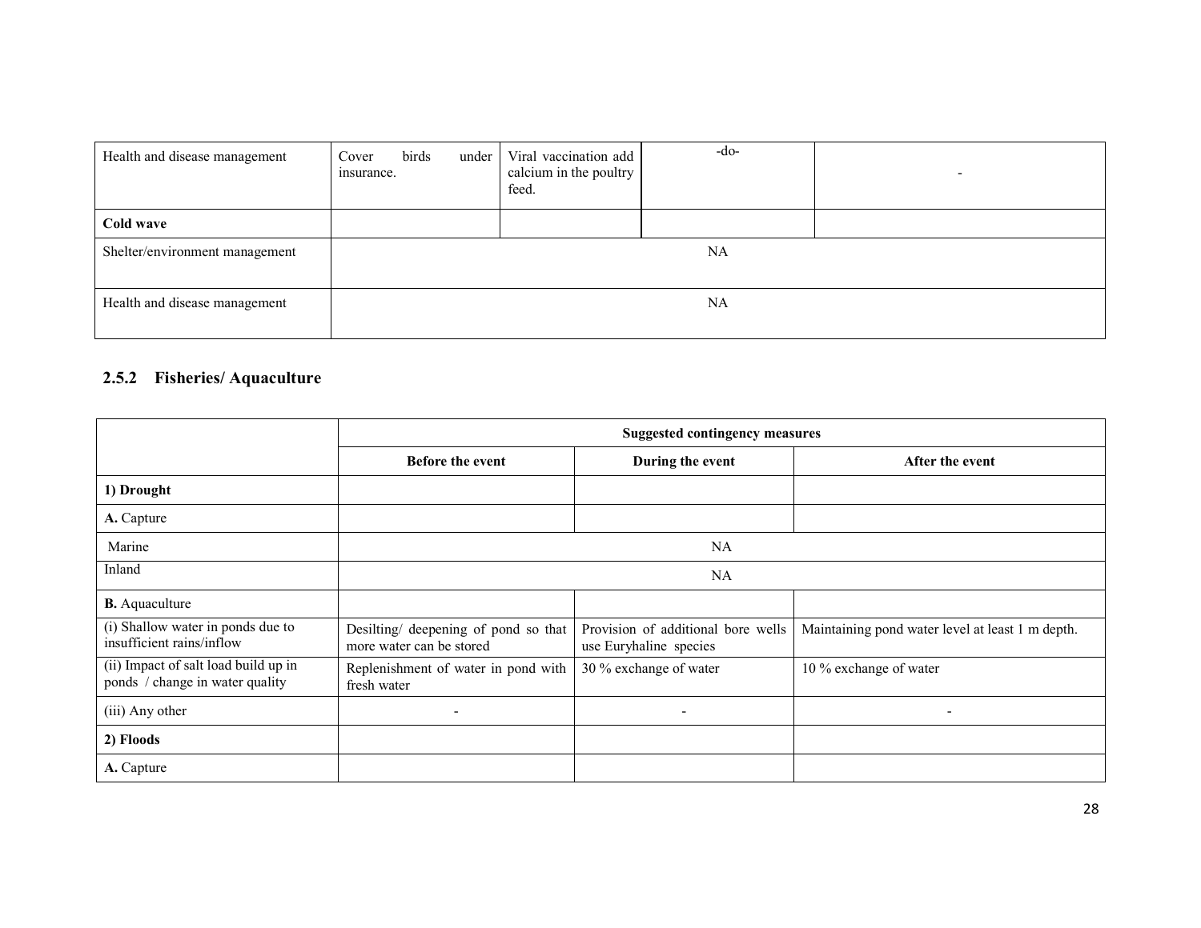| Health and disease management | Cover birds under insurance. | Viral vaccination add calcium in the poultry feed. | -do- | - |
|---|---|---|---|---|
| **Cold wave** | | | | |
| Shelter/environment management | NA | | | |
| Health and disease management | NA | | | |

### 2.5.2 Fisheries/ Aquaculture

| | **Suggested contingency measures** | | |
|---|---|---|---|
| | **Before the event** | **During the event** | **After the event** |
| **1) Drought** | | | |
| **A.** Capture | | | |
| Marine | NA | | |
| Inland | NA | | |
| **B.** Aquaculture | | | |
| (i) Shallow water in ponds due to insufficient rains/inflow | Desilting/ deepening of pond so that more water can be stored | Provision of additional bore wells use Euryhaline species | Maintaining pond water level at least 1 m depth. |
| (ii) Impact of salt load build up in ponds / change in water quality | Replenishment of water in pond with fresh water | 30 % exchange of water | 10 % exchange of water |
| (iii) Any other | - | - | - |
| **2) Floods** | | | |
| **A.** Capture | | | |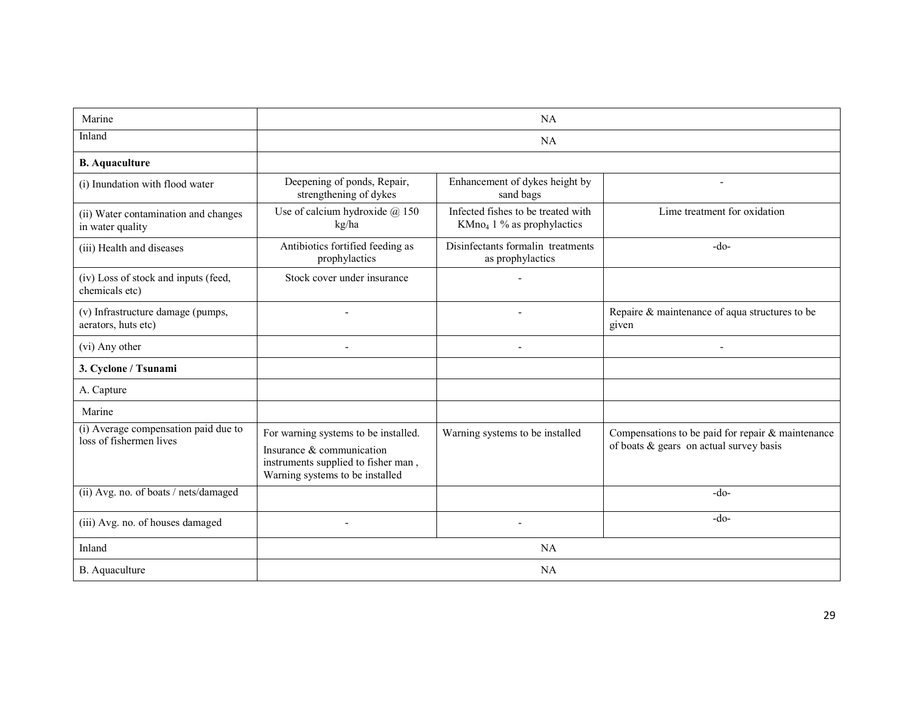| | | | |
|---|---|---|---|
| Marine | NA | | |
| Inland | NA | | |
| **B. Aquaculture** | | | |
| (i) Inundation with flood water | Deepening of ponds, Repair, strengthening of dykes | Enhancement of dykes height by sand bags | - |
| (ii) Water contamination and changes in water quality | Use of calcium hydroxide @ 150 kg/ha | Infected fishes to be treated with $KMno_4$ 1 % as prophylactics | Lime treatment for oxidation |
| (iii) Health and diseases | Antibiotics fortified feeding as prophylactics | Disinfectants formalin treatments as prophylactics | -do- |
| (iv) Loss of stock and inputs (feed, chemicals etc) | Stock cover under insurance | - | |
| (v) Infrastructure damage (pumps, aerators, huts etc) | - | - | Repaire & maintenance of aqua structures to be given |
| (vi) Any other | - | - | - |
| **3. Cyclone / Tsunami** | | | |
| A. Capture | | | |
| Marine | | | |
| (i) Average compensation paid due to loss of fishermen lives | For warning systems to be installed. Insurance & communication instruments supplied to fisher man , Warning systems to be installed | Warning systems to be installed | Compensations to be paid for repair & maintenance of boats & gears on actual survey basis |
| (ii) Avg. no. of boats / nets/damaged | | | -do- |
| (iii) Avg. no. of houses damaged | - | - | -do- |
| Inland | NA | | |
| B. Aquaculture | NA | | |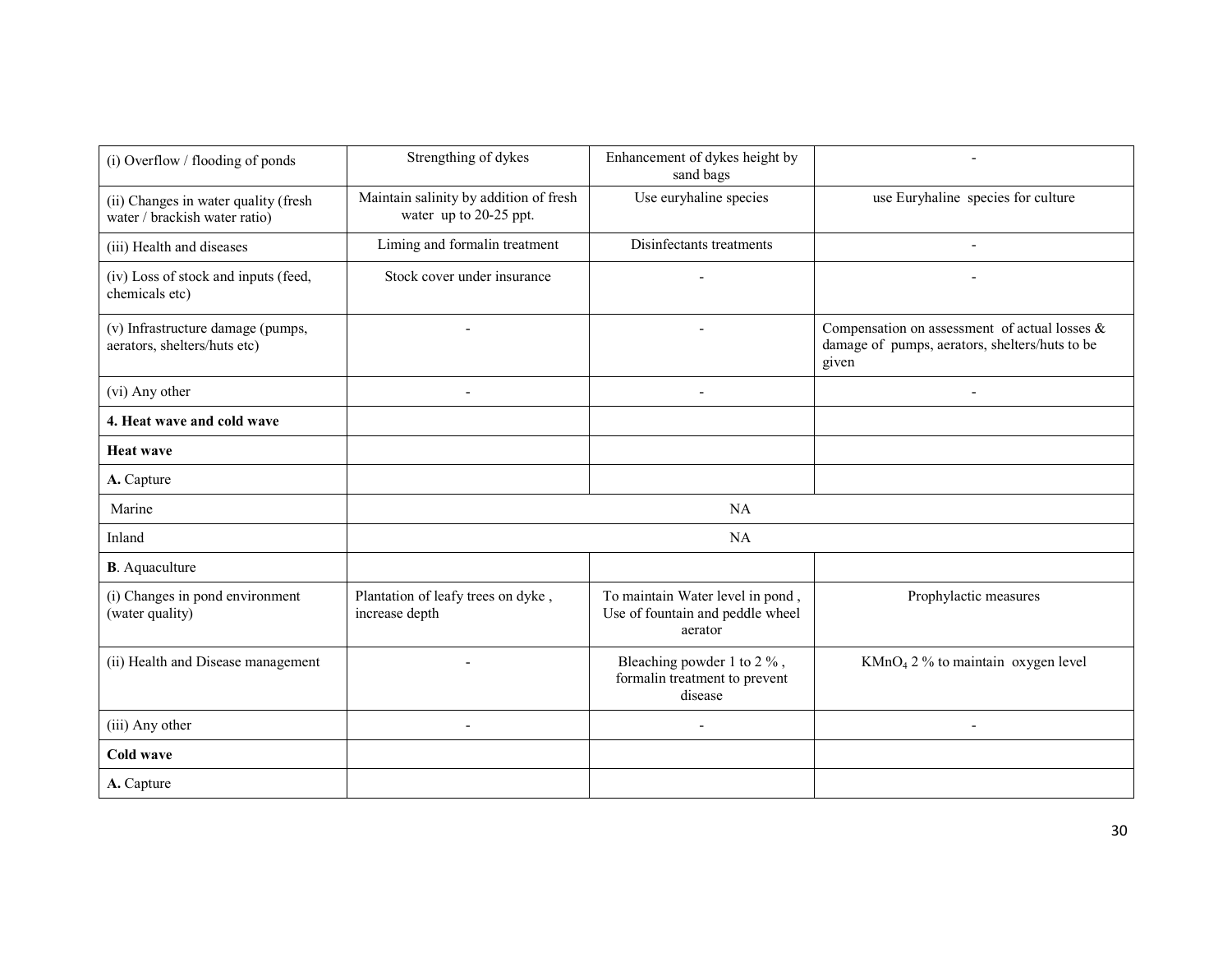| | | | |
|---|---|---|---|
| (i) Overflow / flooding of ponds | Strengthing of dykes | Enhancement of dykes height by sand bags | - |
| (ii) Changes in water quality (fresh water / brackish water ratio) | Maintain salinity by addition of fresh water up to 20-25 ppt. | Use euryhaline species | use Euryhaline species for culture |
| (iii) Health and diseases | Liming and formalin treatment | Disinfectants treatments | - |
| (iv) Loss of stock and inputs (feed, chemicals etc) | Stock cover under insurance | - | - |
| (v) Infrastructure damage (pumps, aerators, shelters/huts etc) | - | - | Compensation on assessment of actual losses & damage of pumps, aerators, shelters/huts to be given |
| (vi) Any other | - | - | - |
| **4. Heat wave and cold wave** | | | |
| **Heat wave** | | | |
| **A.** Capture | | | |
| Marine | NA | | |
| Inland | NA | | |
| **B**. Aquaculture | | | |
| (i) Changes in pond environment (water quality) | Plantation of leafy trees on dyke , increase depth | To maintain Water level in pond , Use of fountain and peddle wheel aerator | Prophylactic measures |
| (ii) Health and Disease management | - | Bleaching powder 1 to 2 % , formalin treatment to prevent disease | $KMnO_4$ 2 % to maintain oxygen level |
| (iii) Any other | - | - | - |
| **Cold wave** | | | |
| **A.** Capture | | | |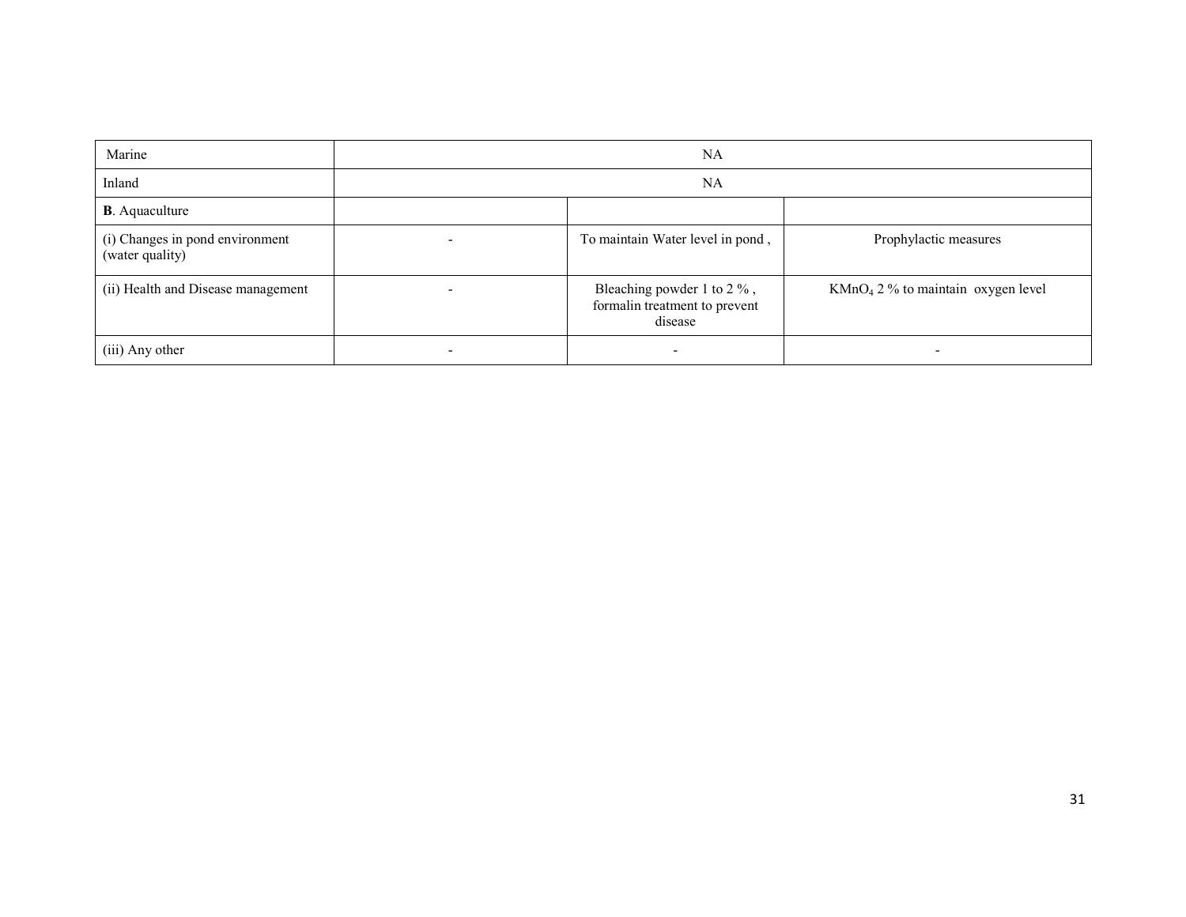| Marine | NA | | |
|---|---|---|---|
| Inland | NA | | |
| **B**. Aquaculture | | | |
| (i) Changes in pond environment (water quality) | - | To maintain Water level in pond , | Prophylactic measures |
| (ii) Health and Disease management | - | Bleaching powder 1 to 2 % , formalin treatment to prevent disease | $KMnO_4$ 2 % to maintain oxygen level |
| (iii) Any other | - | - | - |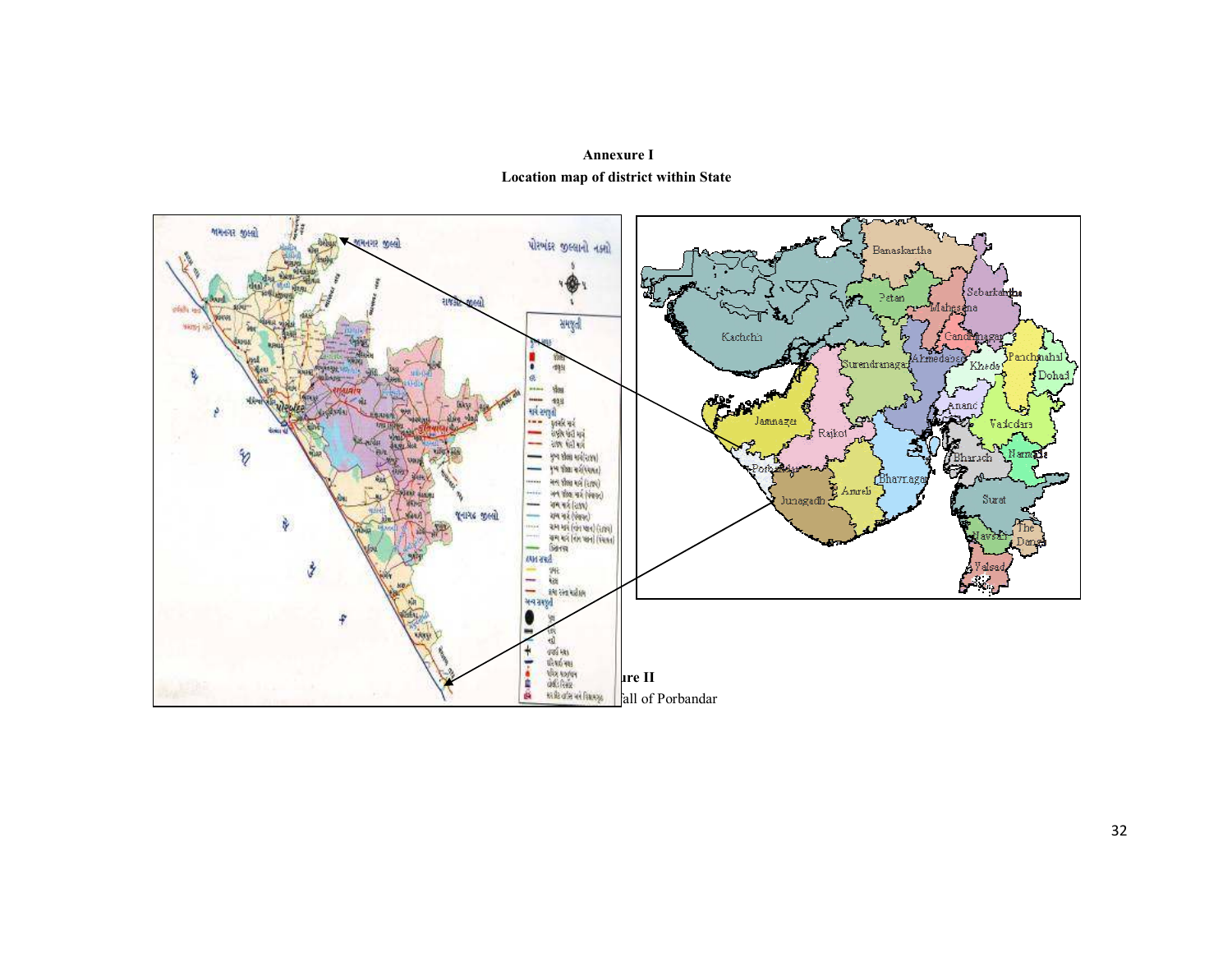**Annexure I**

**Location map of district within State**

**ure II**

all of Porbandar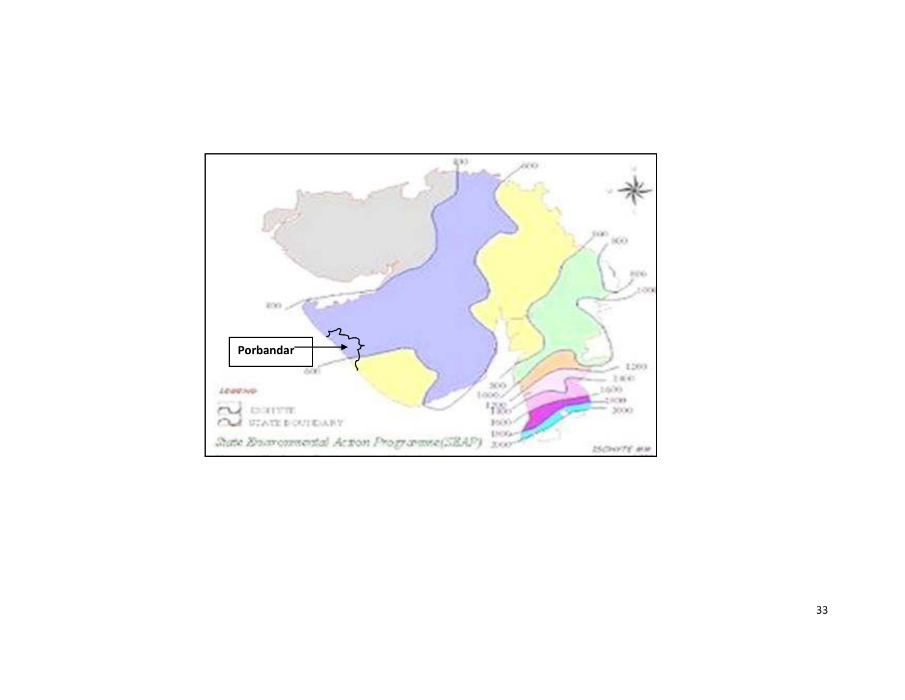Porbandar

LEGEND

ISOHYTE

STATE BOUNDARY

State Environmental Action Programme(SEAP)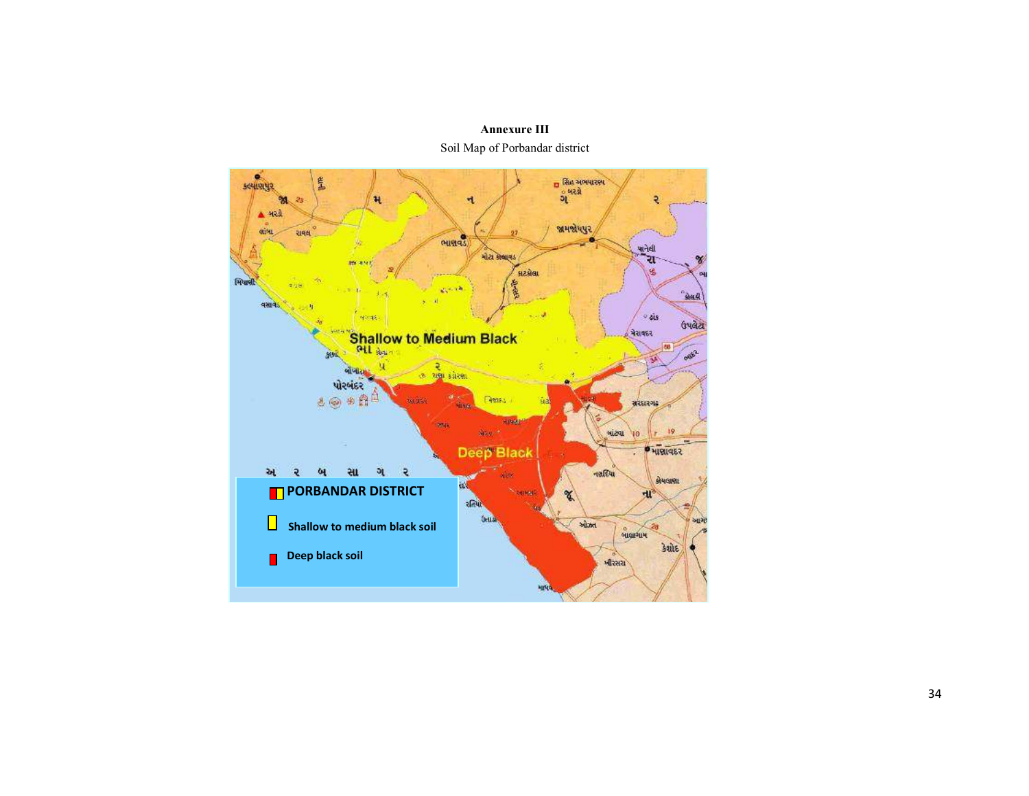**Annexure III**

Soil Map of Porbandar district

Shallow to Medium Black

Deep Black

PORBANDAR DISTRICT

Shallow to medium black soil

Deep black soil